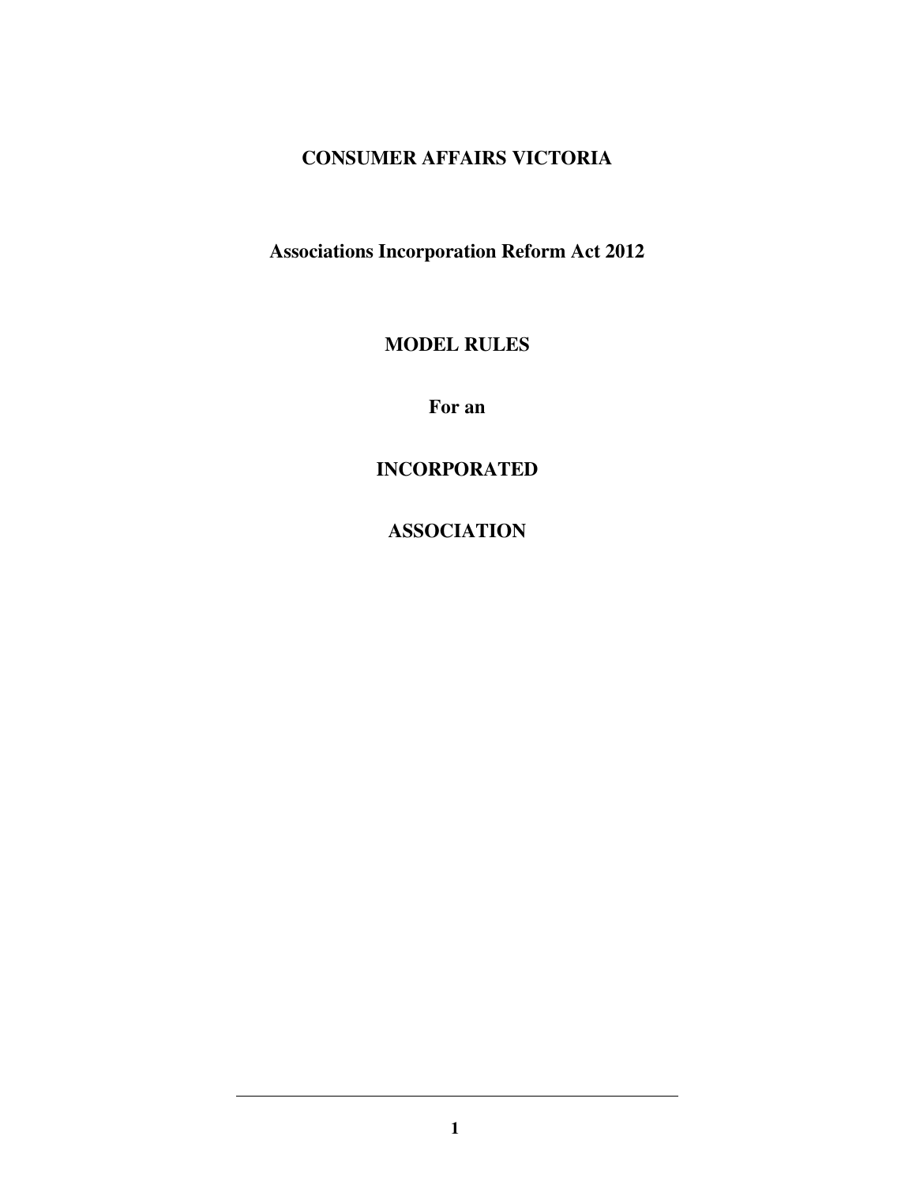# CONSUMER AFFAIRS VICTORIA

## Associations Incorporation Reform Act 2012

## MODEL RULES

## For an

## INCORPORATED

## ASSOCIATION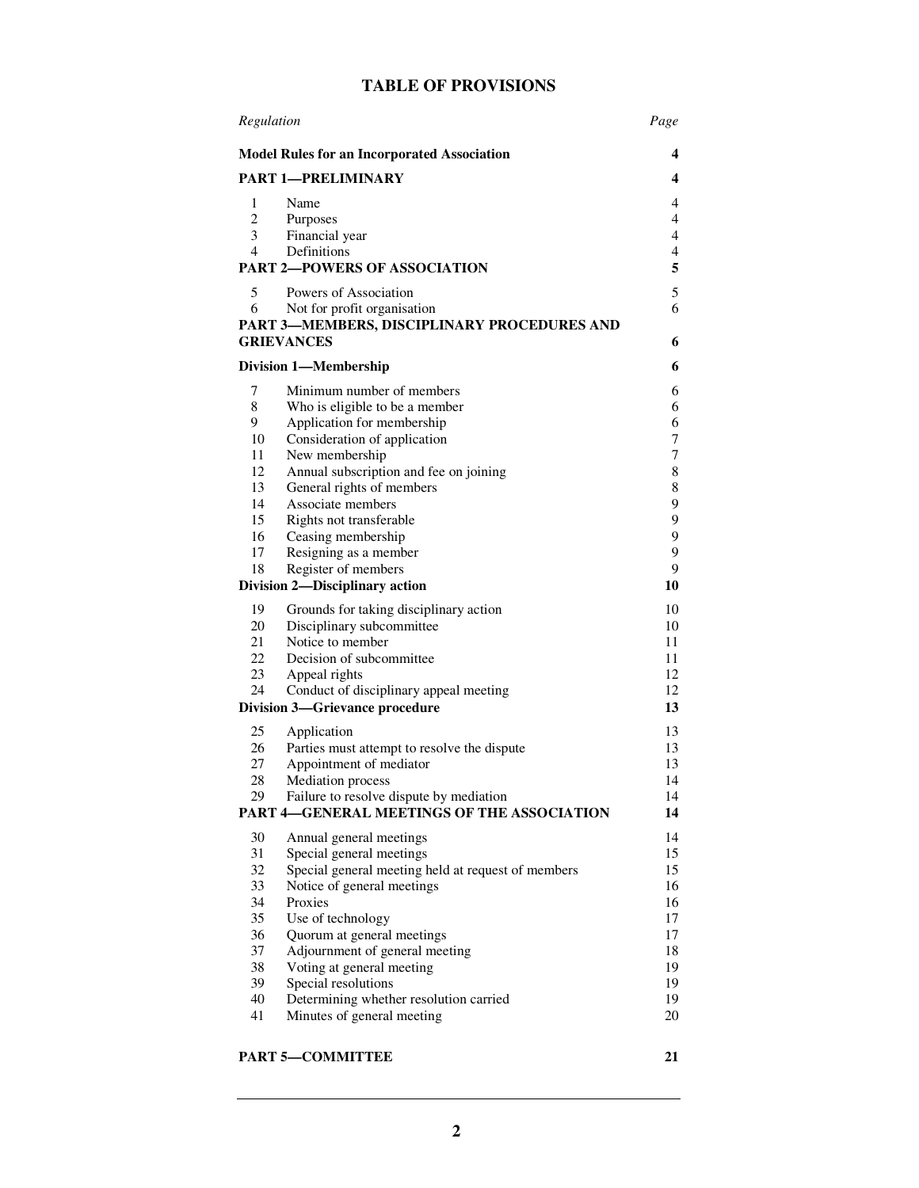# TABLE OF PROVISIONS

| *Regulation* | | *Page* |
|---|---|---|
| **Model Rules for an Incorporated Association** | | **4** |
| **PART 1—PRELIMINARY** | | **4** |
| 1 | Name | 4 |
| 2 | Purposes | 4 |
| 3 | Financial year | 4 |
| 4 | Definitions | 4 |
| **PART 2—POWERS OF ASSOCIATION** | | **5** |
| 5 | Powers of Association | 5 |
| 6 | Not for profit organisation | 6 |
| **PART 3—MEMBERS, DISCIPLINARY PROCEDURES AND GRIEVANCES** | | **6** |
| **Division 1—Membership** | | **6** |
| 7 | Minimum number of members | 6 |
| 8 | Who is eligible to be a member | 6 |
| 9 | Application for membership | 6 |
| 10 | Consideration of application | 7 |
| 11 | New membership | 7 |
| 12 | Annual subscription and fee on joining | 8 |
| 13 | General rights of members | 8 |
| 14 | Associate members | 9 |
| 15 | Rights not transferable | 9 |
| 16 | Ceasing membership | 9 |
| 17 | Resigning as a member | 9 |
| 18 | Register of members | 9 |
| **Division 2—Disciplinary action** | | **10** |
| 19 | Grounds for taking disciplinary action | 10 |
| 20 | Disciplinary subcommittee | 10 |
| 21 | Notice to member | 11 |
| 22 | Decision of subcommittee | 11 |
| 23 | Appeal rights | 12 |
| 24 | Conduct of disciplinary appeal meeting | 12 |
| **Division 3—Grievance procedure** | | **13** |
| 25 | Application | 13 |
| 26 | Parties must attempt to resolve the dispute | 13 |
| 27 | Appointment of mediator | 13 |
| 28 | Mediation process | 14 |
| 29 | Failure to resolve dispute by mediation | 14 |
| **PART 4—GENERAL MEETINGS OF THE ASSOCIATION** | | **14** |
| 30 | Annual general meetings | 14 |
| 31 | Special general meetings | 15 |
| 32 | Special general meeting held at request of members | 15 |
| 33 | Notice of general meetings | 16 |
| 34 | Proxies | 16 |
| 35 | Use of technology | 17 |
| 36 | Quorum at general meetings | 17 |
| 37 | Adjournment of general meeting | 18 |
| 38 | Voting at general meeting | 19 |
| 39 | Special resolutions | 19 |
| 40 | Determining whether resolution carried | 19 |
| 41 | Minutes of general meeting | 20 |
| **PART 5—COMMITTEE** | | **21** |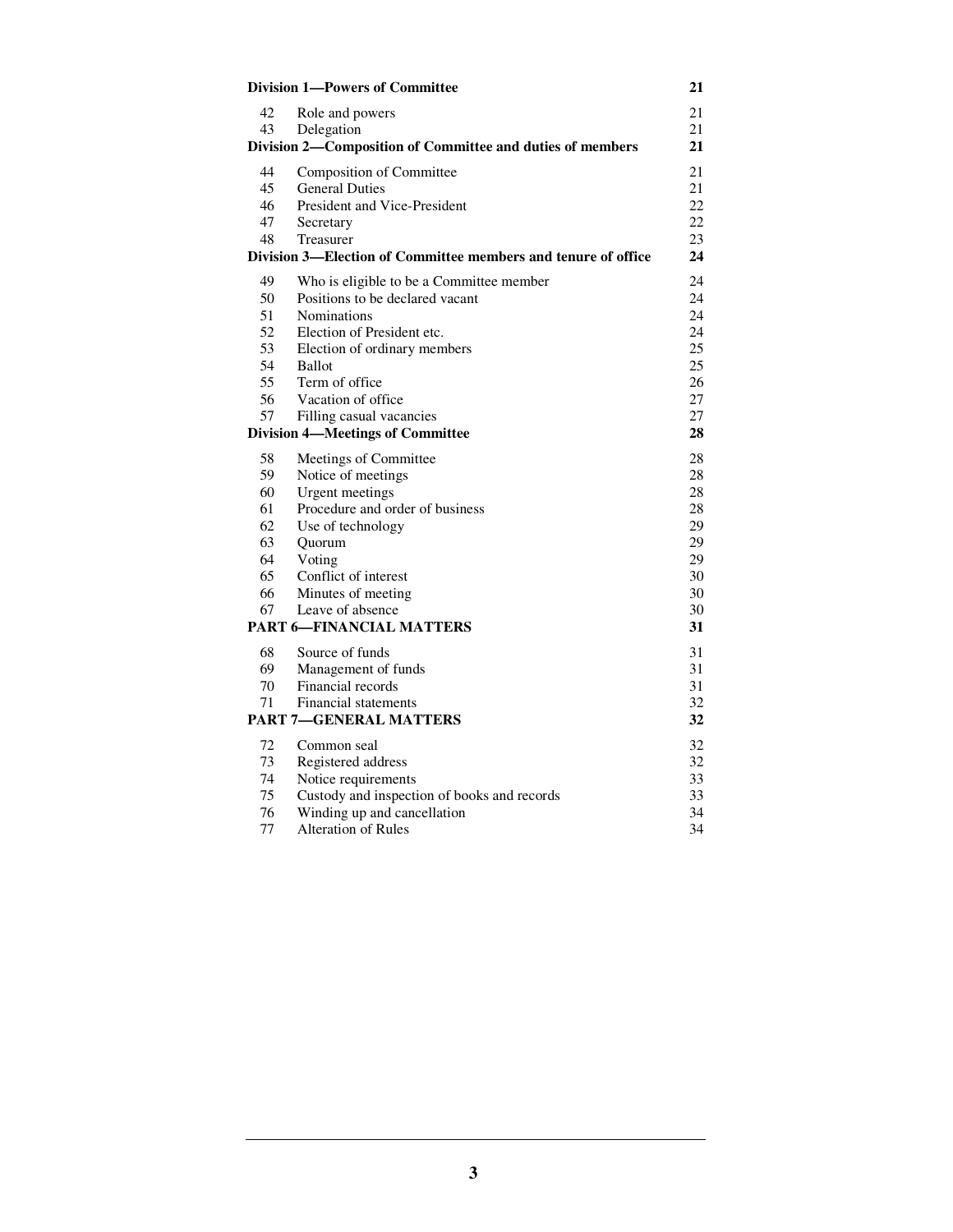| | | |
|---|---|---|
| **Division 1—Powers of Committee** | | **21** |
| 42 | Role and powers | 21 |
| 43 | Delegation | 21 |
| **Division 2—Composition of Committee and duties of members** | | **21** |
| 44 | Composition of Committee | 21 |
| 45 | General Duties | 21 |
| 46 | President and Vice-President | 22 |
| 47 | Secretary | 22 |
| 48 | Treasurer | 23 |
| **Division 3—Election of Committee members and tenure of office** | | **24** |
| 49 | Who is eligible to be a Committee member | 24 |
| 50 | Positions to be declared vacant | 24 |
| 51 | Nominations | 24 |
| 52 | Election of President etc. | 24 |
| 53 | Election of ordinary members | 25 |
| 54 | Ballot | 25 |
| 55 | Term of office | 26 |
| 56 | Vacation of office | 27 |
| 57 | Filling casual vacancies | 27 |
| **Division 4—Meetings of Committee** | | **28** |
| 58 | Meetings of Committee | 28 |
| 59 | Notice of meetings | 28 |
| 60 | Urgent meetings | 28 |
| 61 | Procedure and order of business | 28 |
| 62 | Use of technology | 29 |
| 63 | Quorum | 29 |
| 64 | Voting | 29 |
| 65 | Conflict of interest | 30 |
| 66 | Minutes of meeting | 30 |
| 67 | Leave of absence | 30 |
| **PART 6—FINANCIAL MATTERS** | | **31** |
| 68 | Source of funds | 31 |
| 69 | Management of funds | 31 |
| 70 | Financial records | 31 |
| 71 | Financial statements | 32 |
| **PART 7—GENERAL MATTERS** | | **32** |
| 72 | Common seal | 32 |
| 73 | Registered address | 32 |
| 74 | Notice requirements | 33 |
| 75 | Custody and inspection of books and records | 33 |
| 76 | Winding up and cancellation | 34 |
| 77 | Alteration of Rules | 34 |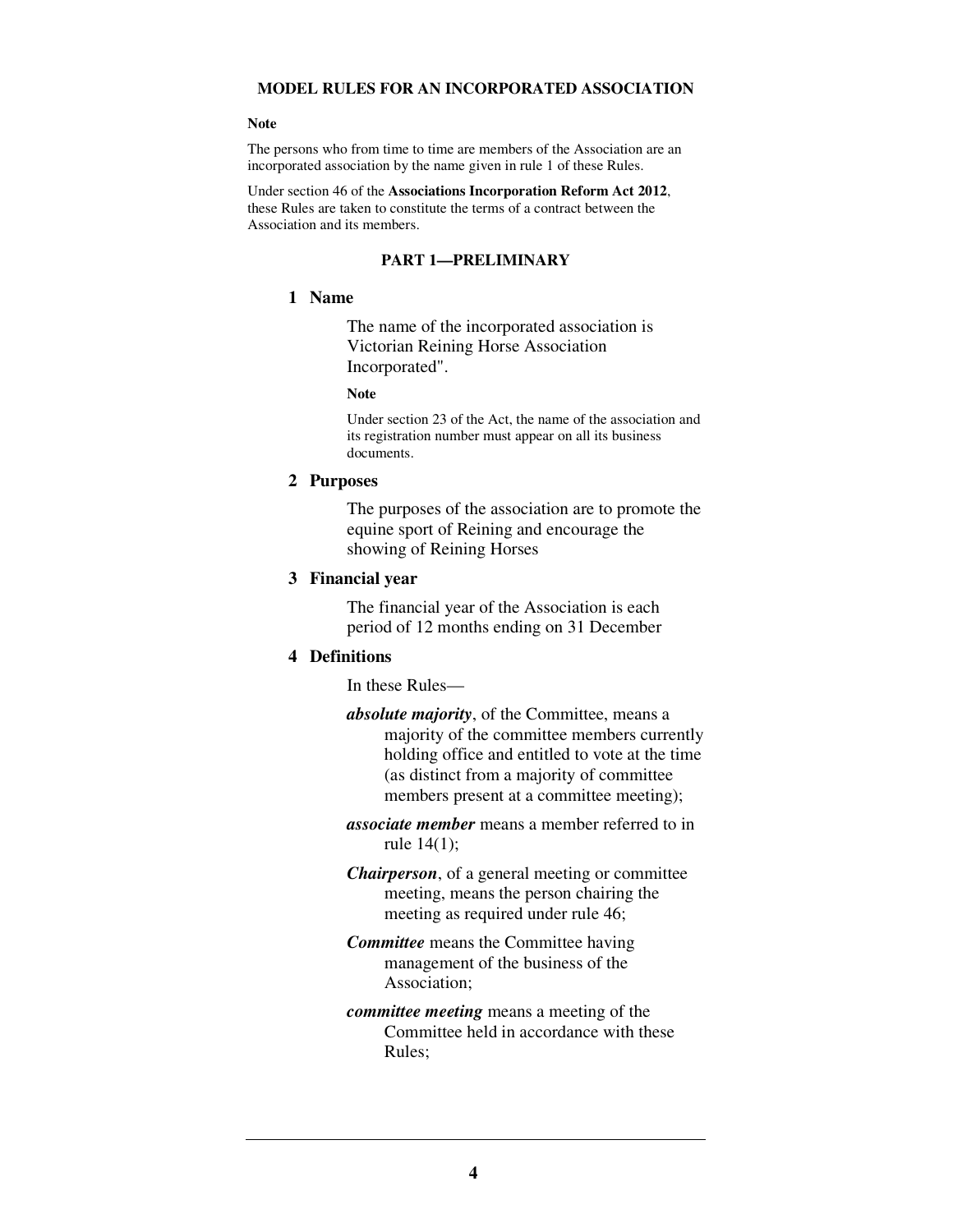# MODEL RULES FOR AN INCORPORATED ASSOCIATION

**Note**

The persons who from time to time are members of the Association are an incorporated association by the name given in rule 1 of these Rules.

Under section 46 of the **Associations Incorporation Reform Act 2012**, these Rules are taken to constitute the terms of a contract between the Association and its members.

## PART 1—PRELIMINARY

### 1 Name

The name of the incorporated association is Victorian Reining Horse Association Incorporated".

**Note**

Under section 23 of the Act, the name of the association and its registration number must appear on all its business documents.

### 2 Purposes

The purposes of the association are to promote the equine sport of Reining and encourage the showing of Reining Horses

### 3 Financial year

The financial year of the Association is each period of 12 months ending on 31 December

### 4 Definitions

In these Rules—

***absolute majority***, of the Committee, means a majority of the committee members currently holding office and entitled to vote at the time (as distinct from a majority of committee members present at a committee meeting);

***associate member*** means a member referred to in rule 14(1);

***Chairperson***, of a general meeting or committee meeting, means the person chairing the meeting as required under rule 46;

***Committee*** means the Committee having management of the business of the Association;

***committee meeting*** means a meeting of the Committee held in accordance with these Rules;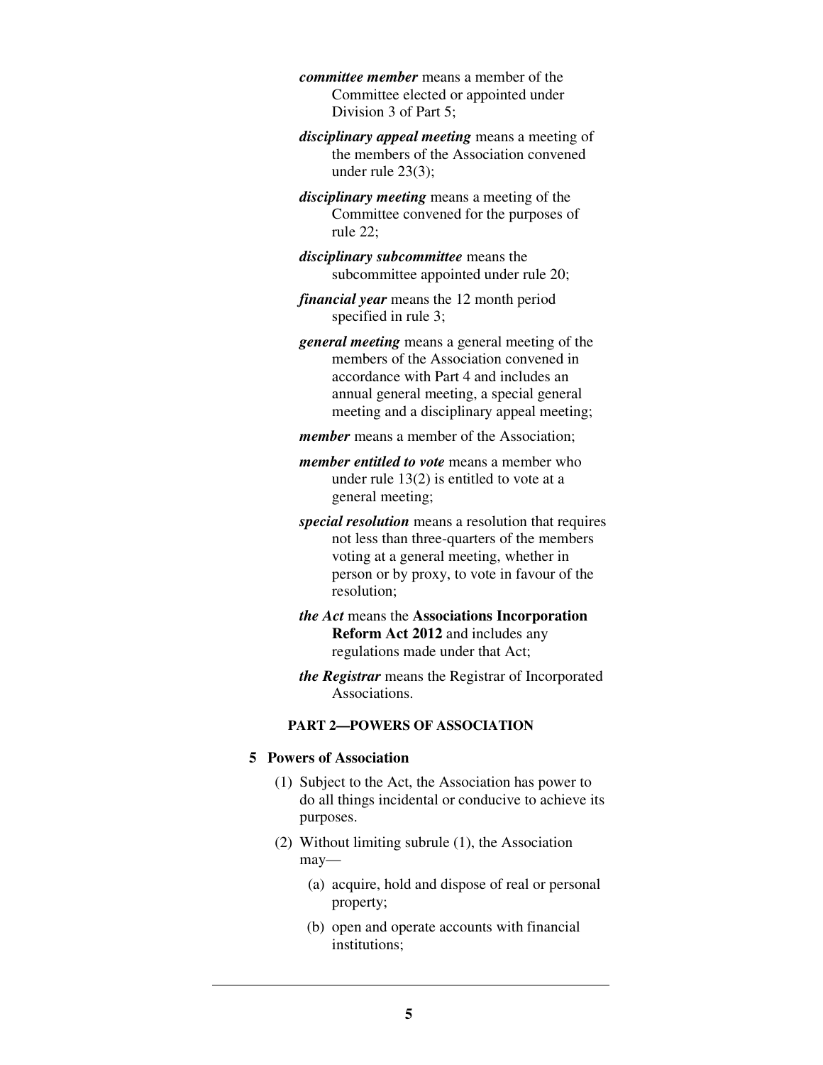***committee member*** means a member of the Committee elected or appointed under Division 3 of Part 5;

***disciplinary appeal meeting*** means a meeting of the members of the Association convened under rule 23(3);

***disciplinary meeting*** means a meeting of the Committee convened for the purposes of rule 22;

***disciplinary subcommittee*** means the subcommittee appointed under rule 20;

***financial year*** means the 12 month period specified in rule 3;

***general meeting*** means a general meeting of the members of the Association convened in accordance with Part 4 and includes an annual general meeting, a special general meeting and a disciplinary appeal meeting;

***member*** means a member of the Association;

***member entitled to vote*** means a member who under rule 13(2) is entitled to vote at a general meeting;

***special resolution*** means a resolution that requires not less than three-quarters of the members voting at a general meeting, whether in person or by proxy, to vote in favour of the resolution;

***the Act*** means the **Associations Incorporation Reform Act 2012** and includes any regulations made under that Act;

***the Registrar*** means the Registrar of Incorporated Associations.

## PART 2—POWERS OF ASSOCIATION

### 5 Powers of Association

(1) Subject to the Act, the Association has power to do all things incidental or conducive to achieve its purposes.

(2) Without limiting subrule (1), the Association may—

(a) acquire, hold and dispose of real or personal property;

(b) open and operate accounts with financial institutions;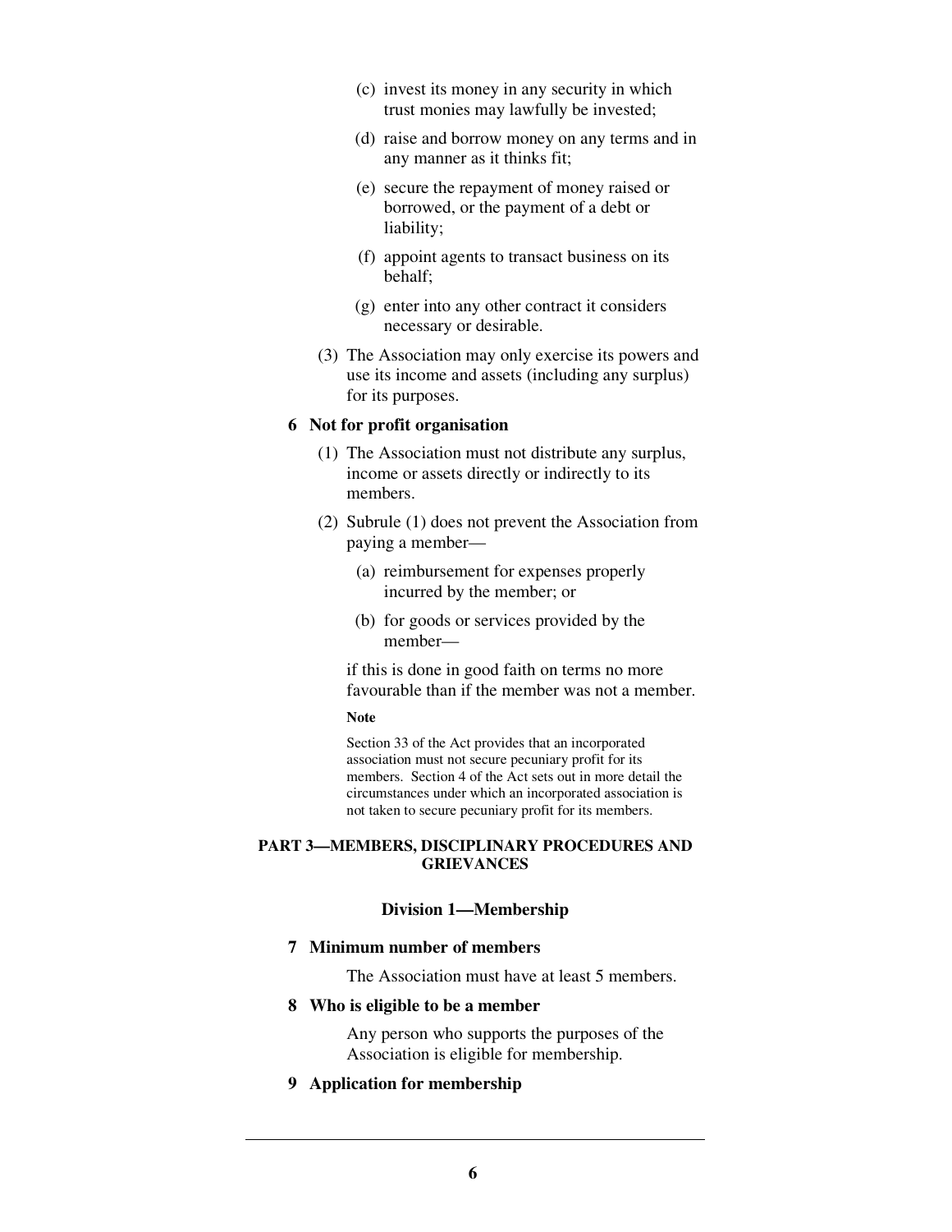(c) invest its money in any security in which trust monies may lawfully be invested;

(d) raise and borrow money on any terms and in any manner as it thinks fit;

(e) secure the repayment of money raised or borrowed, or the payment of a debt or liability;

(f) appoint agents to transact business on its behalf;

(g) enter into any other contract it considers necessary or desirable.

(3) The Association may only exercise its powers and use its income and assets (including any surplus) for its purposes.

**6 Not for profit organisation**

(1) The Association must not distribute any surplus, income or assets directly or indirectly to its members.

(2) Subrule (1) does not prevent the Association from paying a member—

(a) reimbursement for expenses properly incurred by the member; or

(b) for goods or services provided by the member—

if this is done in good faith on terms no more favourable than if the member was not a member.

**Note**

Section 33 of the Act provides that an incorporated association must not secure pecuniary profit for its members. Section 4 of the Act sets out in more detail the circumstances under which an incorporated association is not taken to secure pecuniary profit for its members.

## PART 3—MEMBERS, DISCIPLINARY PROCEDURES AND GRIEVANCES

### Division 1—Membership

**7 Minimum number of members**

The Association must have at least 5 members.

**8 Who is eligible to be a member**

Any person who supports the purposes of the Association is eligible for membership.

**9 Application for membership**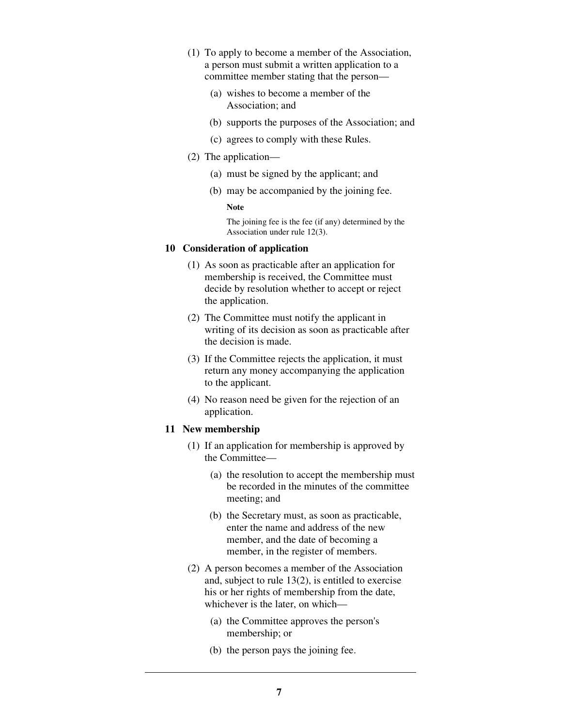(1) To apply to become a member of the Association, a person must submit a written application to a committee member stating that the person—

(a) wishes to become a member of the Association; and

(b) supports the purposes of the Association; and

(c) agrees to comply with these Rules.

(2) The application—

(a) must be signed by the applicant; and

(b) may be accompanied by the joining fee.

**Note**

The joining fee is the fee (if any) determined by the Association under rule 12(3).

### 10 Consideration of application

(1) As soon as practicable after an application for membership is received, the Committee must decide by resolution whether to accept or reject the application.

(2) The Committee must notify the applicant in writing of its decision as soon as practicable after the decision is made.

(3) If the Committee rejects the application, it must return any money accompanying the application to the applicant.

(4) No reason need be given for the rejection of an application.

### 11 New membership

(1) If an application for membership is approved by the Committee—

(a) the resolution to accept the membership must be recorded in the minutes of the committee meeting; and

(b) the Secretary must, as soon as practicable, enter the name and address of the new member, and the date of becoming a member, in the register of members.

(2) A person becomes a member of the Association and, subject to rule 13(2), is entitled to exercise his or her rights of membership from the date, whichever is the later, on which—

(a) the Committee approves the person's membership; or

(b) the person pays the joining fee.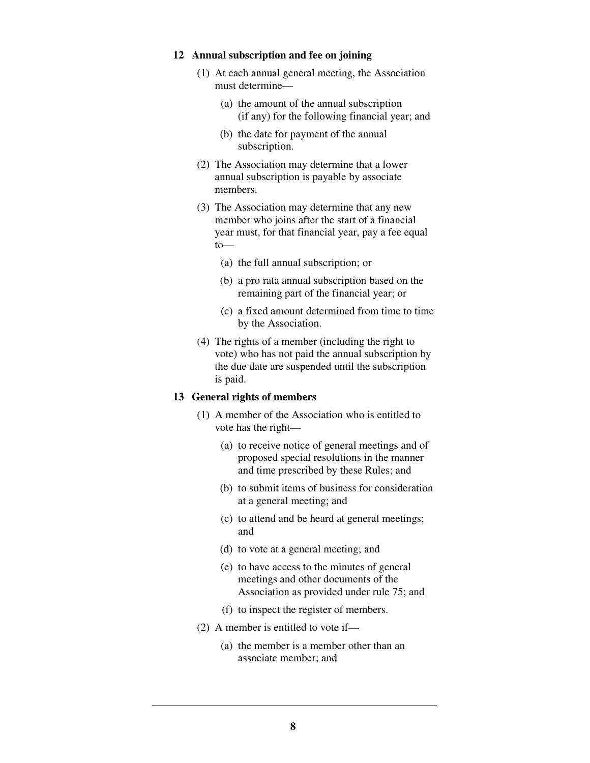## 12 Annual subscription and fee on joining

(1) At each annual general meeting, the Association must determine—

(a) the amount of the annual subscription (if any) for the following financial year; and

(b) the date for payment of the annual subscription.

(2) The Association may determine that a lower annual subscription is payable by associate members.

(3) The Association may determine that any new member who joins after the start of a financial year must, for that financial year, pay a fee equal to—

(a) the full annual subscription; or

(b) a pro rata annual subscription based on the remaining part of the financial year; or

(c) a fixed amount determined from time to time by the Association.

(4) The rights of a member (including the right to vote) who has not paid the annual subscription by the due date are suspended until the subscription is paid.

## 13 General rights of members

(1) A member of the Association who is entitled to vote has the right—

(a) to receive notice of general meetings and of proposed special resolutions in the manner and time prescribed by these Rules; and

(b) to submit items of business for consideration at a general meeting; and

(c) to attend and be heard at general meetings; and

(d) to vote at a general meeting; and

(e) to have access to the minutes of general meetings and other documents of the Association as provided under rule 75; and

(f) to inspect the register of members.

(2) A member is entitled to vote if—

(a) the member is a member other than an associate member; and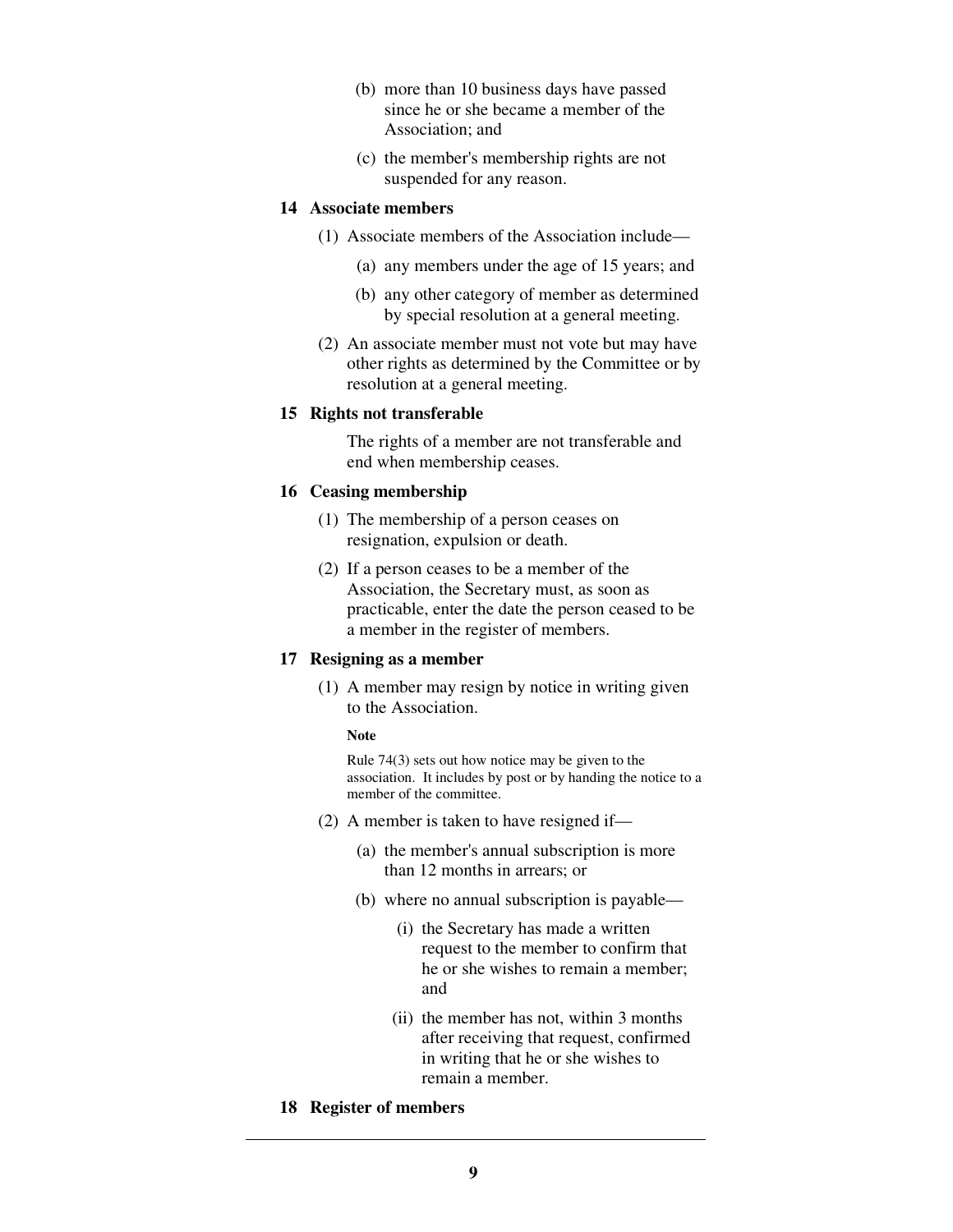(b) more than 10 business days have passed since he or she became a member of the Association; and

(c) the member's membership rights are not suspended for any reason.

### 14 Associate members

(1) Associate members of the Association include—

(a) any members under the age of 15 years; and

(b) any other category of member as determined by special resolution at a general meeting.

(2) An associate member must not vote but may have other rights as determined by the Committee or by resolution at a general meeting.

### 15 Rights not transferable

The rights of a member are not transferable and end when membership ceases.

### 16 Ceasing membership

(1) The membership of a person ceases on resignation, expulsion or death.

(2) If a person ceases to be a member of the Association, the Secretary must, as soon as practicable, enter the date the person ceased to be a member in the register of members.

### 17 Resigning as a member

(1) A member may resign by notice in writing given to the Association.

**Note**

Rule 74(3) sets out how notice may be given to the association. It includes by post or by handing the notice to a member of the committee.

(2) A member is taken to have resigned if—

(a) the member's annual subscription is more than 12 months in arrears; or

(b) where no annual subscription is payable—

(i) the Secretary has made a written request to the member to confirm that he or she wishes to remain a member; and

(ii) the member has not, within 3 months after receiving that request, confirmed in writing that he or she wishes to remain a member.

### 18 Register of members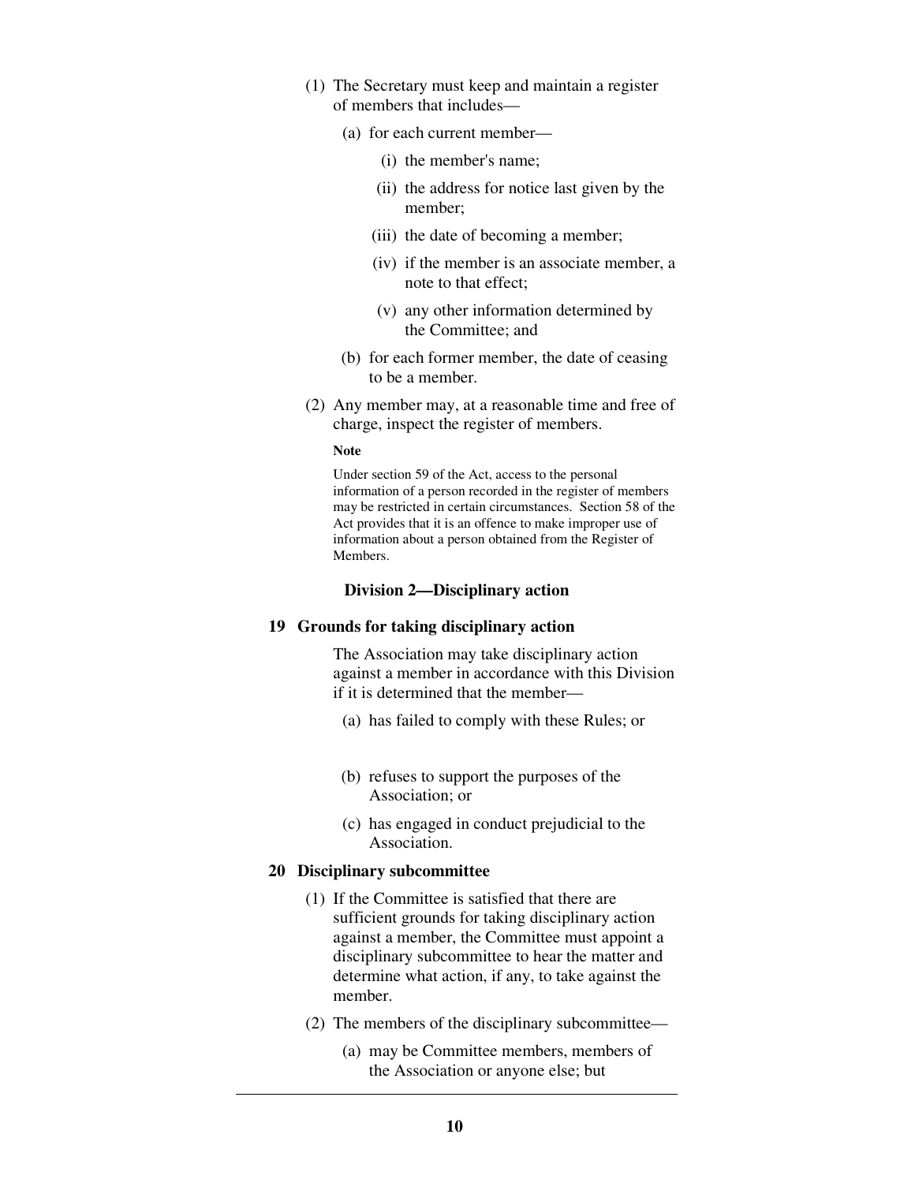(1) The Secretary must keep and maintain a register of members that includes—

(a) for each current member—

(i) the member's name;

(ii) the address for notice last given by the member;

(iii) the date of becoming a member;

(iv) if the member is an associate member, a note to that effect;

(v) any other information determined by the Committee; and

(b) for each former member, the date of ceasing to be a member.

(2) Any member may, at a reasonable time and free of charge, inspect the register of members.

**Note**

Under section 59 of the Act, access to the personal information of a person recorded in the register of members may be restricted in certain circumstances. Section 58 of the Act provides that it is an offence to make improper use of information about a person obtained from the Register of Members.

### Division 2—Disciplinary action

#### 19 Grounds for taking disciplinary action

The Association may take disciplinary action against a member in accordance with this Division if it is determined that the member—

(a) has failed to comply with these Rules; or

(b) refuses to support the purposes of the Association; or

(c) has engaged in conduct prejudicial to the Association.

#### 20 Disciplinary subcommittee

(1) If the Committee is satisfied that there are sufficient grounds for taking disciplinary action against a member, the Committee must appoint a disciplinary subcommittee to hear the matter and determine what action, if any, to take against the member.

(2) The members of the disciplinary subcommittee—

(a) may be Committee members, members of the Association or anyone else; but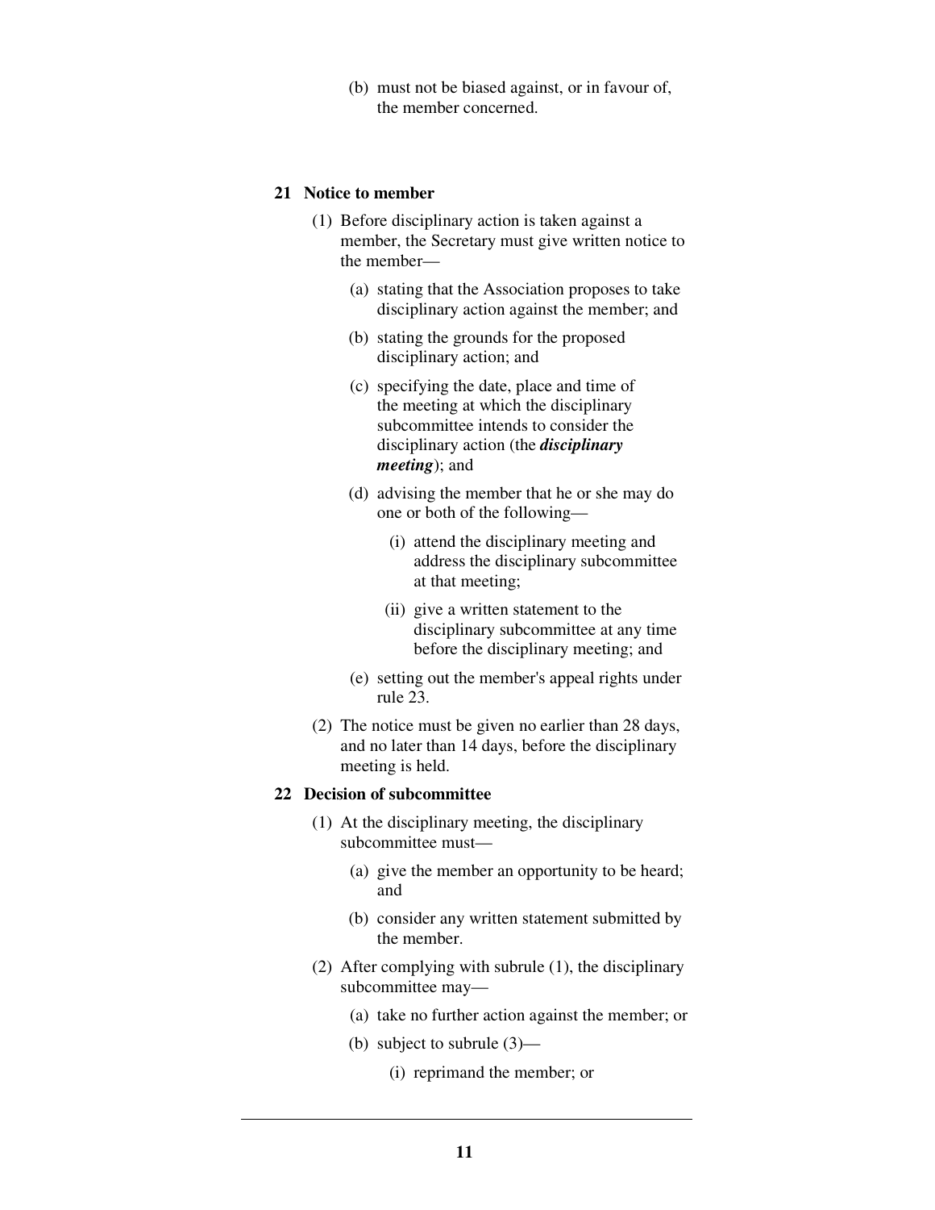(b) must not be biased against, or in favour of, the member concerned.

## 21 Notice to member

(1) Before disciplinary action is taken against a member, the Secretary must give written notice to the member—

(a) stating that the Association proposes to take disciplinary action against the member; and

(b) stating the grounds for the proposed disciplinary action; and

(c) specifying the date, place and time of the meeting at which the disciplinary subcommittee intends to consider the disciplinary action (the ***disciplinary meeting***); and

(d) advising the member that he or she may do one or both of the following—

(i) attend the disciplinary meeting and address the disciplinary subcommittee at that meeting;

(ii) give a written statement to the disciplinary subcommittee at any time before the disciplinary meeting; and

(e) setting out the member's appeal rights under rule 23.

(2) The notice must be given no earlier than 28 days, and no later than 14 days, before the disciplinary meeting is held.

## 22 Decision of subcommittee

(1) At the disciplinary meeting, the disciplinary subcommittee must—

(a) give the member an opportunity to be heard; and

(b) consider any written statement submitted by the member.

(2) After complying with subrule (1), the disciplinary subcommittee may—

(a) take no further action against the member; or

(b) subject to subrule (3)—

(i) reprimand the member; or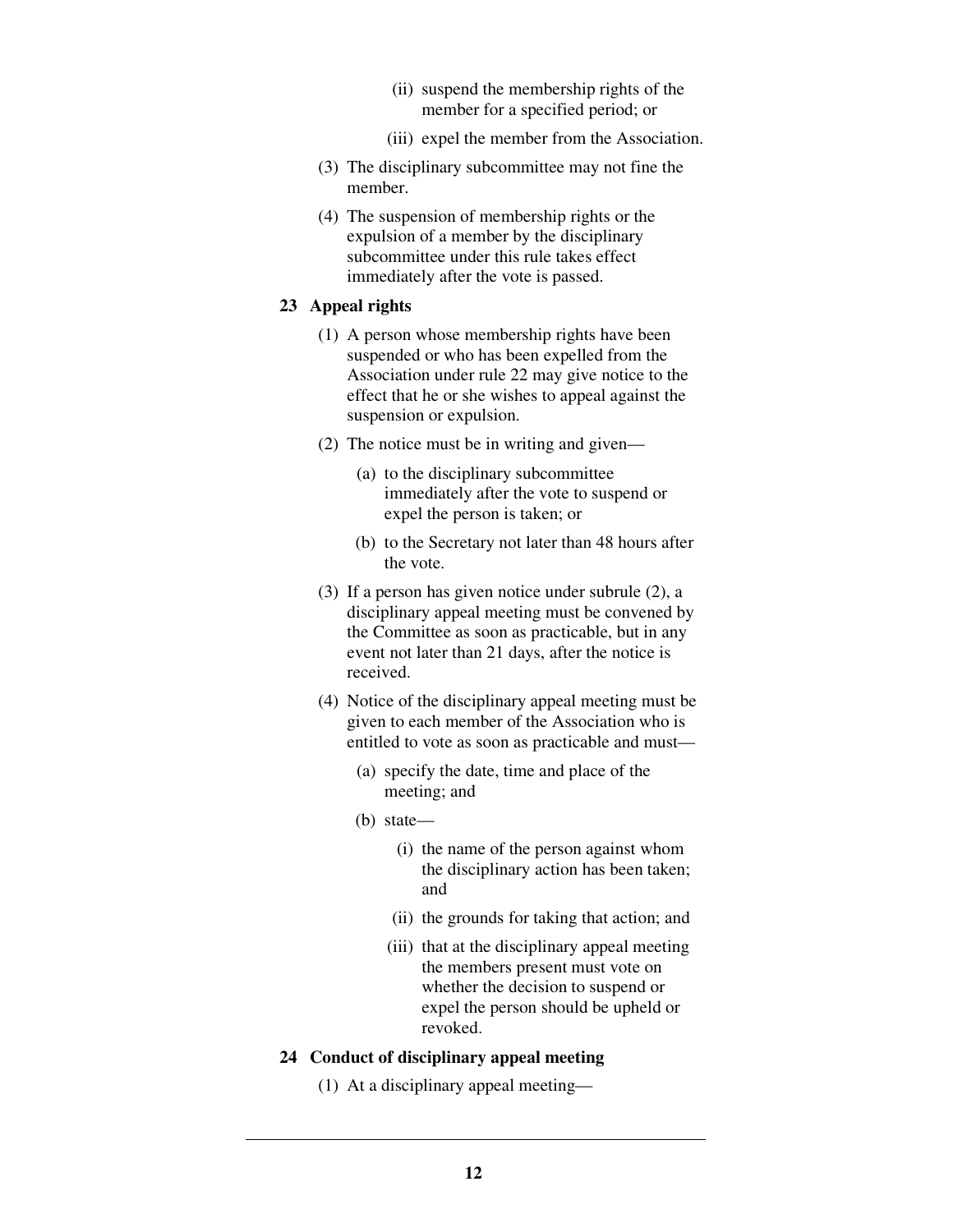(ii) suspend the membership rights of the member for a specified period; or

(iii) expel the member from the Association.

(3) The disciplinary subcommittee may not fine the member.

(4) The suspension of membership rights or the expulsion of a member by the disciplinary subcommittee under this rule takes effect immediately after the vote is passed.

### 23 Appeal rights

(1) A person whose membership rights have been suspended or who has been expelled from the Association under rule 22 may give notice to the effect that he or she wishes to appeal against the suspension or expulsion.

(2) The notice must be in writing and given—

(a) to the disciplinary subcommittee immediately after the vote to suspend or expel the person is taken; or

(b) to the Secretary not later than 48 hours after the vote.

(3) If a person has given notice under subrule (2), a disciplinary appeal meeting must be convened by the Committee as soon as practicable, but in any event not later than 21 days, after the notice is received.

(4) Notice of the disciplinary appeal meeting must be given to each member of the Association who is entitled to vote as soon as practicable and must—

(a) specify the date, time and place of the meeting; and

(b) state—

(i) the name of the person against whom the disciplinary action has been taken; and

(ii) the grounds for taking that action; and

(iii) that at the disciplinary appeal meeting the members present must vote on whether the decision to suspend or expel the person should be upheld or revoked.

### 24 Conduct of disciplinary appeal meeting

(1) At a disciplinary appeal meeting—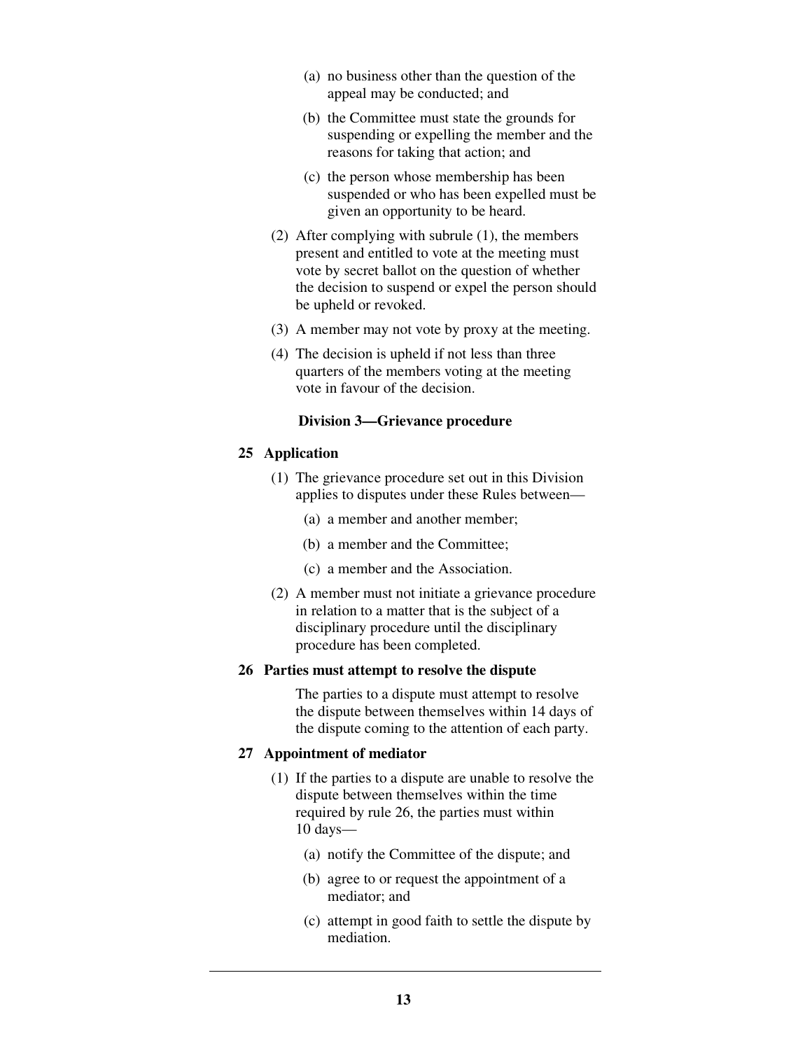(a) no business other than the question of the appeal may be conducted; and

(b) the Committee must state the grounds for suspending or expelling the member and the reasons for taking that action; and

(c) the person whose membership has been suspended or who has been expelled must be given an opportunity to be heard.

(2) After complying with subrule (1), the members present and entitled to vote at the meeting must vote by secret ballot on the question of whether the decision to suspend or expel the person should be upheld or revoked.

(3) A member may not vote by proxy at the meeting.

(4) The decision is upheld if not less than three quarters of the members voting at the meeting vote in favour of the decision.

### Division 3—Grievance procedure

#### 25 Application

(1) The grievance procedure set out in this Division applies to disputes under these Rules between—

(a) a member and another member;

(b) a member and the Committee;

(c) a member and the Association.

(2) A member must not initiate a grievance procedure in relation to a matter that is the subject of a disciplinary procedure until the disciplinary procedure has been completed.

#### 26 Parties must attempt to resolve the dispute

The parties to a dispute must attempt to resolve the dispute between themselves within 14 days of the dispute coming to the attention of each party.

#### 27 Appointment of mediator

(1) If the parties to a dispute are unable to resolve the dispute between themselves within the time required by rule 26, the parties must within 10 days—

(a) notify the Committee of the dispute; and

(b) agree to or request the appointment of a mediator; and

(c) attempt in good faith to settle the dispute by mediation.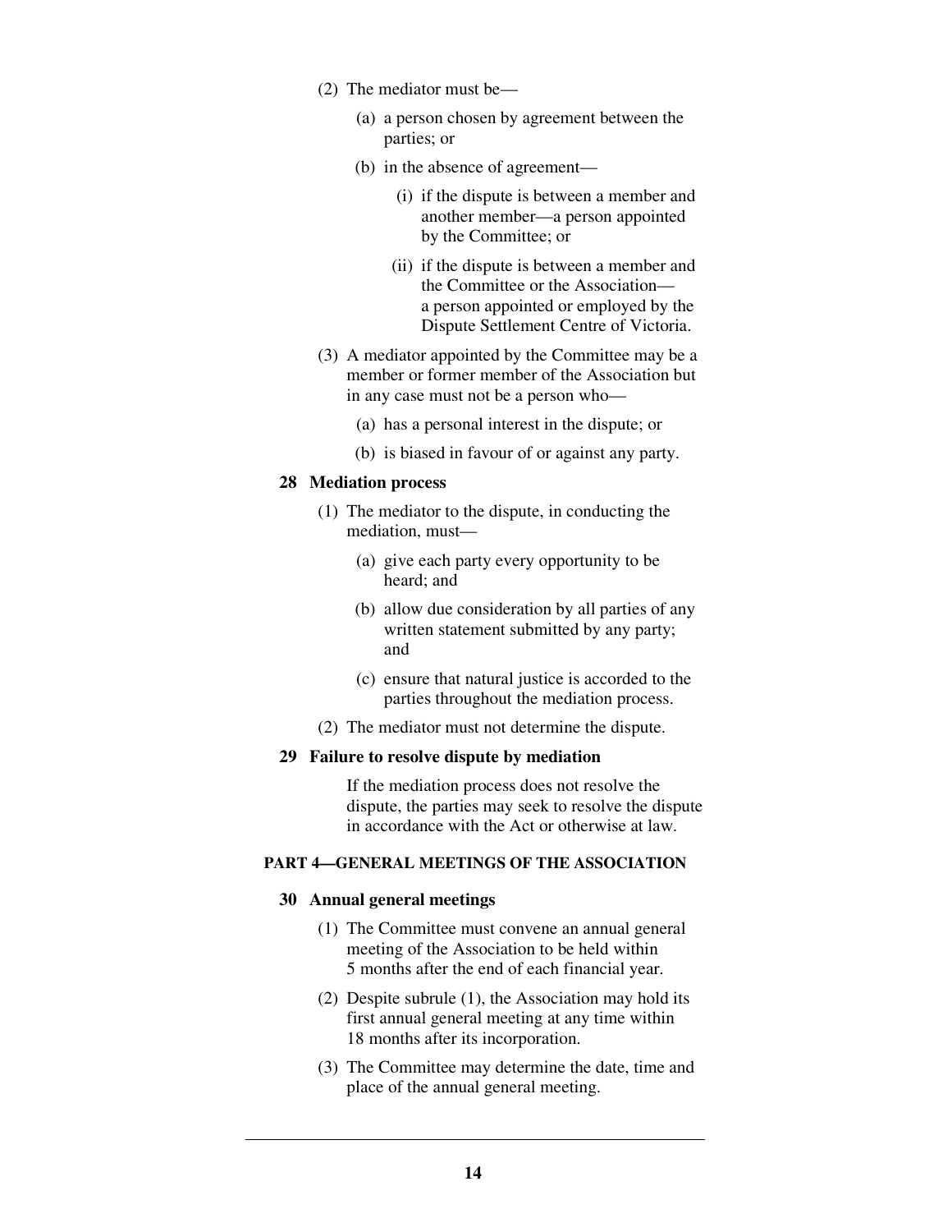(2) The mediator must be—

(a) a person chosen by agreement between the parties; or

(b) in the absence of agreement—

(i) if the dispute is between a member and another member—a person appointed by the Committee; or

(ii) if the dispute is between a member and the Committee or the Association—a person appointed or employed by the Dispute Settlement Centre of Victoria.

(3) A mediator appointed by the Committee may be a member or former member of the Association but in any case must not be a person who—

(a) has a personal interest in the dispute; or

(b) is biased in favour of or against any party.

### 28 Mediation process

(1) The mediator to the dispute, in conducting the mediation, must—

(a) give each party every opportunity to be heard; and

(b) allow due consideration by all parties of any written statement submitted by any party; and

(c) ensure that natural justice is accorded to the parties throughout the mediation process.

(2) The mediator must not determine the dispute.

### 29 Failure to resolve dispute by mediation

If the mediation process does not resolve the dispute, the parties may seek to resolve the dispute in accordance with the Act or otherwise at law.

## PART 4—GENERAL MEETINGS OF THE ASSOCIATION

### 30 Annual general meetings

(1) The Committee must convene an annual general meeting of the Association to be held within 5 months after the end of each financial year.

(2) Despite subrule (1), the Association may hold its first annual general meeting at any time within 18 months after its incorporation.

(3) The Committee may determine the date, time and place of the annual general meeting.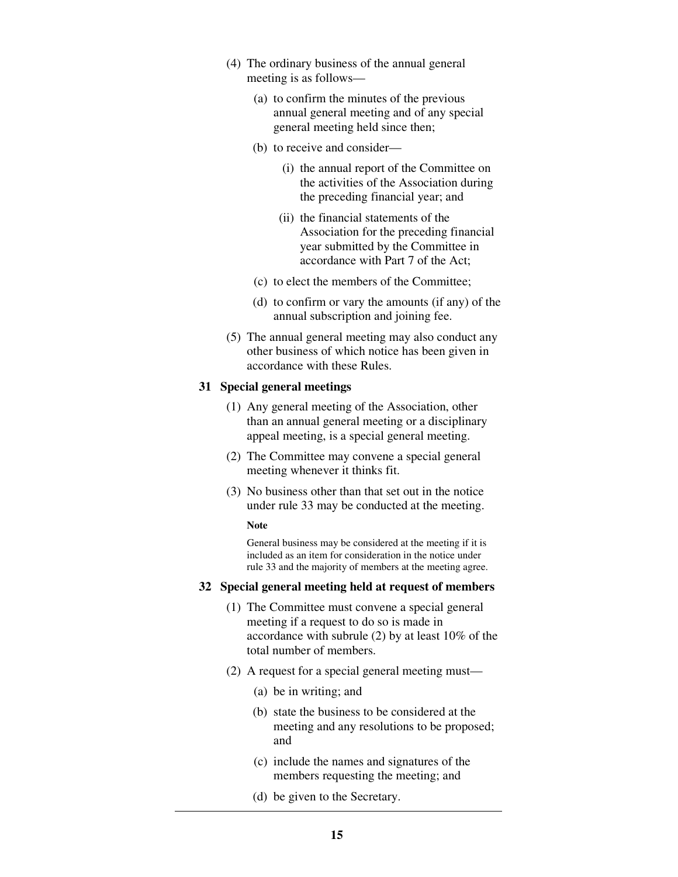(4) The ordinary business of the annual general meeting is as follows—

(a) to confirm the minutes of the previous annual general meeting and of any special general meeting held since then;

(b) to receive and consider—

(i) the annual report of the Committee on the activities of the Association during the preceding financial year; and

(ii) the financial statements of the Association for the preceding financial year submitted by the Committee in accordance with Part 7 of the Act;

(c) to elect the members of the Committee;

(d) to confirm or vary the amounts (if any) of the annual subscription and joining fee.

(5) The annual general meeting may also conduct any other business of which notice has been given in accordance with these Rules.

### 31 Special general meetings

(1) Any general meeting of the Association, other than an annual general meeting or a disciplinary appeal meeting, is a special general meeting.

(2) The Committee may convene a special general meeting whenever it thinks fit.

(3) No business other than that set out in the notice under rule 33 may be conducted at the meeting.

**Note**

General business may be considered at the meeting if it is included as an item for consideration in the notice under rule 33 and the majority of members at the meeting agree.

### 32 Special general meeting held at request of members

(1) The Committee must convene a special general meeting if a request to do so is made in accordance with subrule (2) by at least 10% of the total number of members.

(2) A request for a special general meeting must—

(a) be in writing; and

(b) state the business to be considered at the meeting and any resolutions to be proposed; and

(c) include the names and signatures of the members requesting the meeting; and

(d) be given to the Secretary.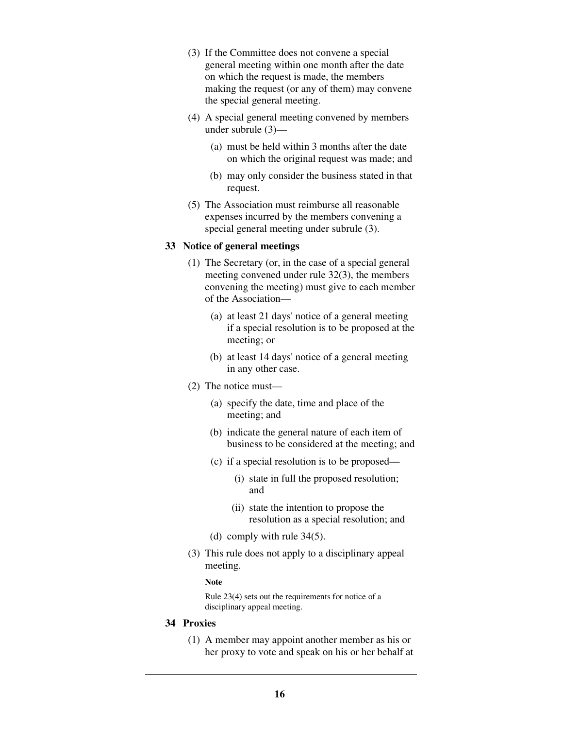(3) If the Committee does not convene a special general meeting within one month after the date on which the request is made, the members making the request (or any of them) may convene the special general meeting.

(4) A special general meeting convened by members under subrule (3)—

  (a) must be held within 3 months after the date on which the original request was made; and

  (b) may only consider the business stated in that request.

(5) The Association must reimburse all reasonable expenses incurred by the members convening a special general meeting under subrule (3).

## 33 Notice of general meetings

(1) The Secretary (or, in the case of a special general meeting convened under rule 32(3), the members convening the meeting) must give to each member of the Association—

  (a) at least 21 days' notice of a general meeting if a special resolution is to be proposed at the meeting; or

  (b) at least 14 days' notice of a general meeting in any other case.

(2) The notice must—

  (a) specify the date, time and place of the meeting; and

  (b) indicate the general nature of each item of business to be considered at the meeting; and

  (c) if a special resolution is to be proposed—

    (i) state in full the proposed resolution; and

    (ii) state the intention to propose the resolution as a special resolution; and

  (d) comply with rule 34(5).

(3) This rule does not apply to a disciplinary appeal meeting.

**Note**

Rule 23(4) sets out the requirements for notice of a disciplinary appeal meeting.

## 34 Proxies

(1) A member may appoint another member as his or her proxy to vote and speak on his or her behalf at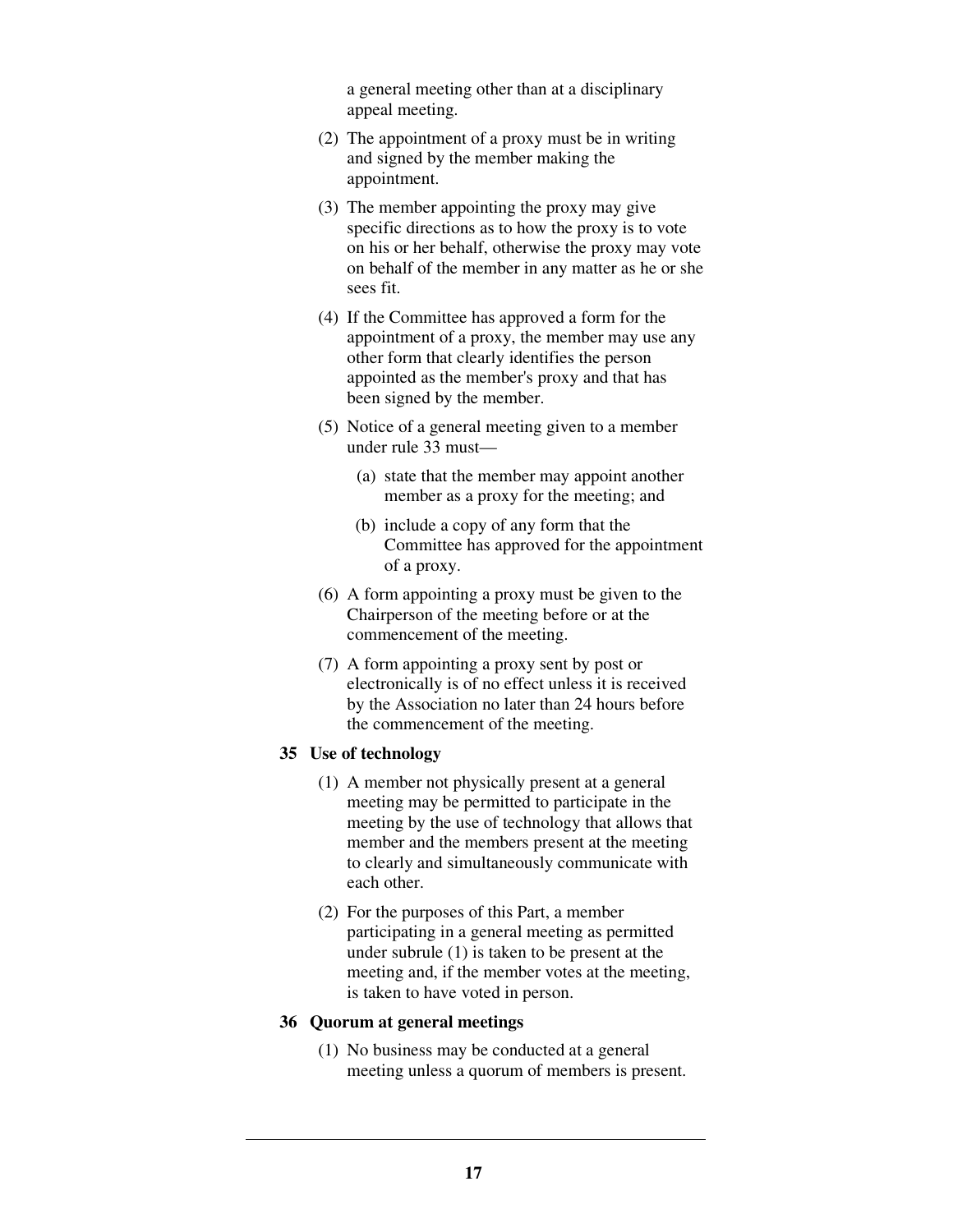a general meeting other than at a disciplinary appeal meeting.

(2) The appointment of a proxy must be in writing and signed by the member making the appointment.

(3) The member appointing the proxy may give specific directions as to how the proxy is to vote on his or her behalf, otherwise the proxy may vote on behalf of the member in any matter as he or she sees fit.

(4) If the Committee has approved a form for the appointment of a proxy, the member may use any other form that clearly identifies the person appointed as the member's proxy and that has been signed by the member.

(5) Notice of a general meeting given to a member under rule 33 must—

  (a) state that the member may appoint another member as a proxy for the meeting; and

  (b) include a copy of any form that the Committee has approved for the appointment of a proxy.

(6) A form appointing a proxy must be given to the Chairperson of the meeting before or at the commencement of the meeting.

(7) A form appointing a proxy sent by post or electronically is of no effect unless it is received by the Association no later than 24 hours before the commencement of the meeting.

### 35 Use of technology

(1) A member not physically present at a general meeting may be permitted to participate in the meeting by the use of technology that allows that member and the members present at the meeting to clearly and simultaneously communicate with each other.

(2) For the purposes of this Part, a member participating in a general meeting as permitted under subrule (1) is taken to be present at the meeting and, if the member votes at the meeting, is taken to have voted in person.

### 36 Quorum at general meetings

(1) No business may be conducted at a general meeting unless a quorum of members is present.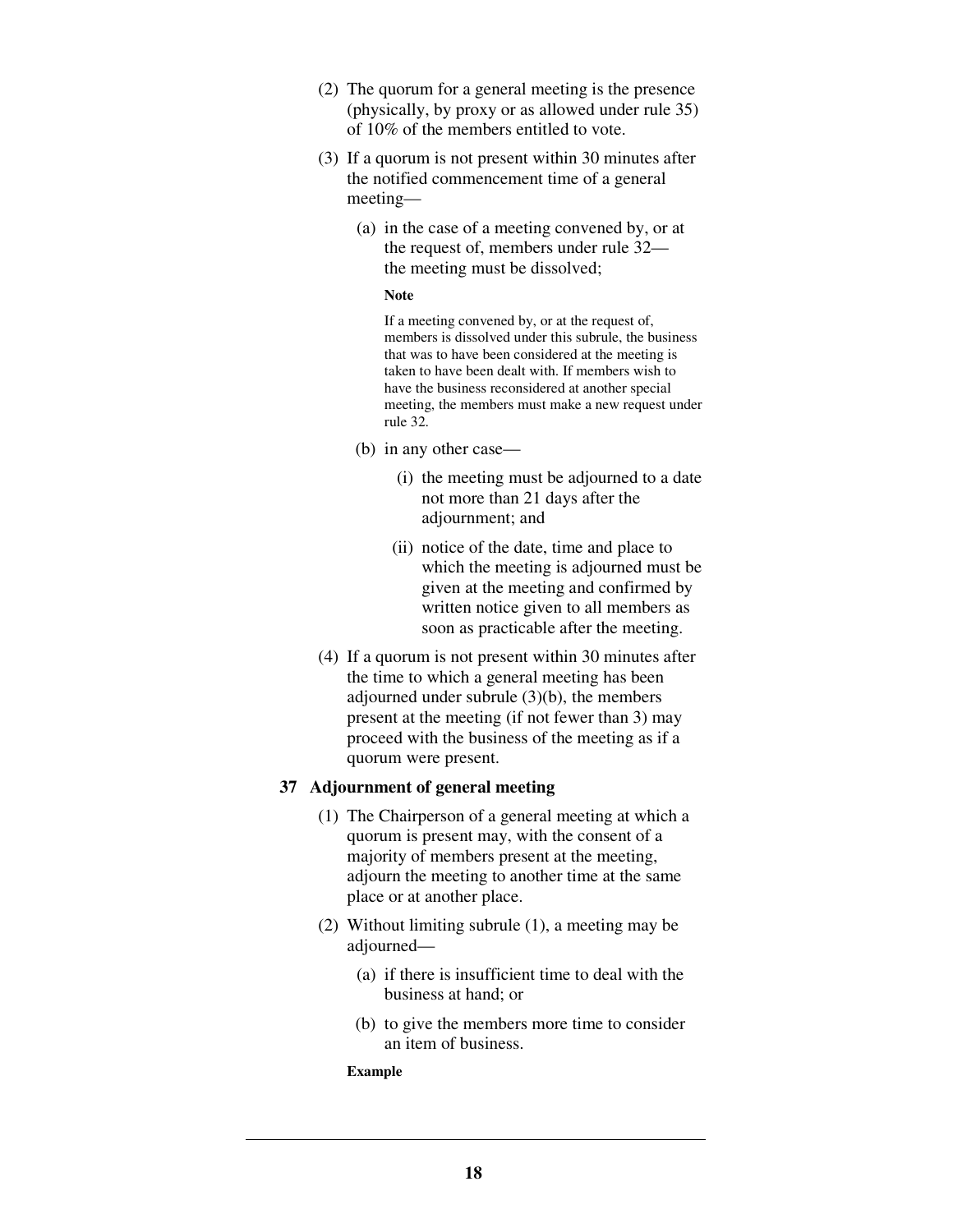(2) The quorum for a general meeting is the presence (physically, by proxy or as allowed under rule 35) of 10% of the members entitled to vote.

(3) If a quorum is not present within 30 minutes after the notified commencement time of a general meeting—

(a) in the case of a meeting convened by, or at the request of, members under rule 32—the meeting must be dissolved;

**Note**

If a meeting convened by, or at the request of, members is dissolved under this subrule, the business that was to have been considered at the meeting is taken to have been dealt with. If members wish to have the business reconsidered at another special meeting, the members must make a new request under rule 32.

(b) in any other case—

(i) the meeting must be adjourned to a date not more than 21 days after the adjournment; and

(ii) notice of the date, time and place to which the meeting is adjourned must be given at the meeting and confirmed by written notice given to all members as soon as practicable after the meeting.

(4) If a quorum is not present within 30 minutes after the time to which a general meeting has been adjourned under subrule (3)(b), the members present at the meeting (if not fewer than 3) may proceed with the business of the meeting as if a quorum were present.

## 37 Adjournment of general meeting

(1) The Chairperson of a general meeting at which a quorum is present may, with the consent of a majority of members present at the meeting, adjourn the meeting to another time at the same place or at another place.

(2) Without limiting subrule (1), a meeting may be adjourned—

(a) if there is insufficient time to deal with the business at hand; or

(b) to give the members more time to consider an item of business.

**Example**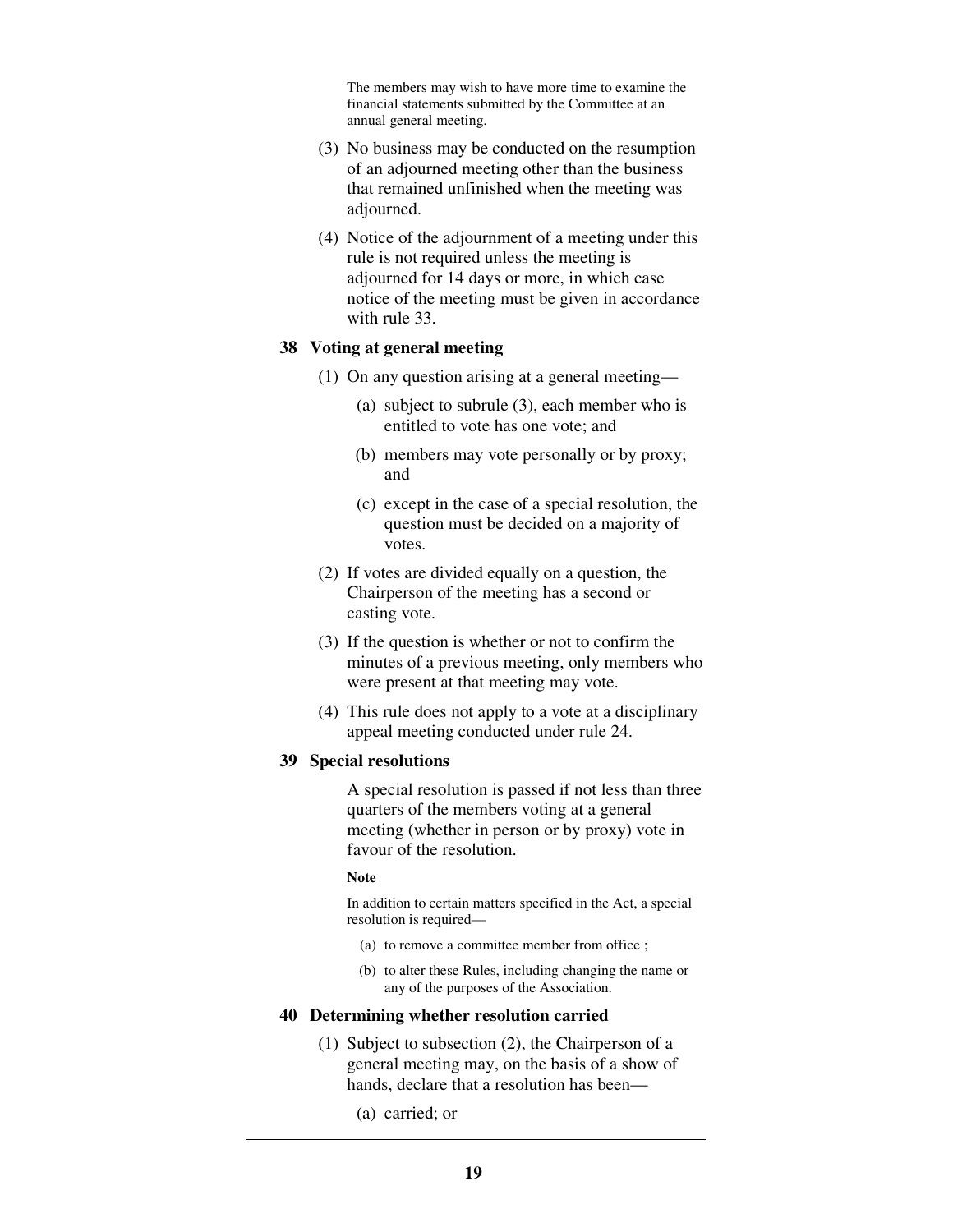The members may wish to have more time to examine the financial statements submitted by the Committee at an annual general meeting.

(3) No business may be conducted on the resumption of an adjourned meeting other than the business that remained unfinished when the meeting was adjourned.

(4) Notice of the adjournment of a meeting under this rule is not required unless the meeting is adjourned for 14 days or more, in which case notice of the meeting must be given in accordance with rule 33.

### 38 Voting at general meeting

(1) On any question arising at a general meeting—

(a) subject to subrule (3), each member who is entitled to vote has one vote; and

(b) members may vote personally or by proxy; and

(c) except in the case of a special resolution, the question must be decided on a majority of votes.

(2) If votes are divided equally on a question, the Chairperson of the meeting has a second or casting vote.

(3) If the question is whether or not to confirm the minutes of a previous meeting, only members who were present at that meeting may vote.

(4) This rule does not apply to a vote at a disciplinary appeal meeting conducted under rule 24.

### 39 Special resolutions

A special resolution is passed if not less than three quarters of the members voting at a general meeting (whether in person or by proxy) vote in favour of the resolution.

**Note**

In addition to certain matters specified in the Act, a special resolution is required—

(a) to remove a committee member from office ;

(b) to alter these Rules, including changing the name or any of the purposes of the Association.

### 40 Determining whether resolution carried

(1) Subject to subsection (2), the Chairperson of a general meeting may, on the basis of a show of hands, declare that a resolution has been—

(a) carried; or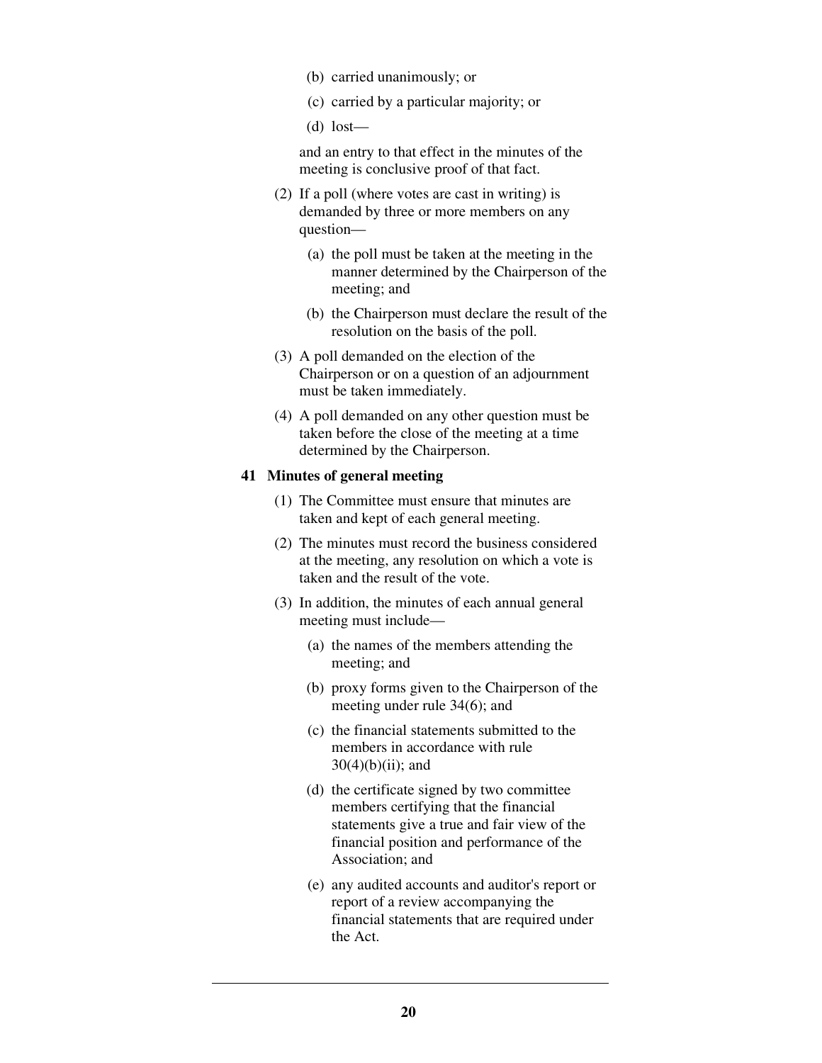(b) carried unanimously; or

(c) carried by a particular majority; or

(d) lost—

and an entry to that effect in the minutes of the meeting is conclusive proof of that fact.

(2) If a poll (where votes are cast in writing) is demanded by three or more members on any question—

(a) the poll must be taken at the meeting in the manner determined by the Chairperson of the meeting; and

(b) the Chairperson must declare the result of the resolution on the basis of the poll.

(3) A poll demanded on the election of the Chairperson or on a question of an adjournment must be taken immediately.

(4) A poll demanded on any other question must be taken before the close of the meeting at a time determined by the Chairperson.

**41 Minutes of general meeting**

(1) The Committee must ensure that minutes are taken and kept of each general meeting.

(2) The minutes must record the business considered at the meeting, any resolution on which a vote is taken and the result of the vote.

(3) In addition, the minutes of each annual general meeting must include—

(a) the names of the members attending the meeting; and

(b) proxy forms given to the Chairperson of the meeting under rule 34(6); and

(c) the financial statements submitted to the members in accordance with rule 30(4)(b)(ii); and

(d) the certificate signed by two committee members certifying that the financial statements give a true and fair view of the financial position and performance of the Association; and

(e) any audited accounts and auditor's report or report of a review accompanying the financial statements that are required under the Act.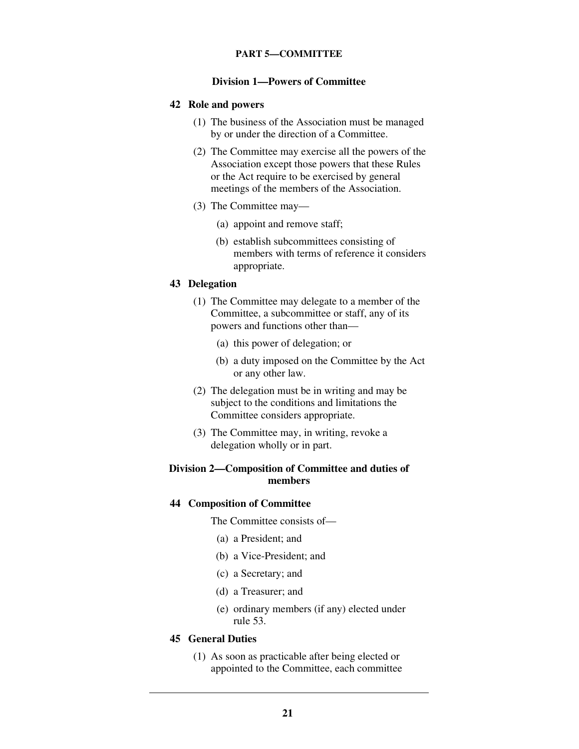## PART 5—COMMITTEE

### Division 1—Powers of Committee

**42 Role and powers**

(1) The business of the Association must be managed by or under the direction of a Committee.

(2) The Committee may exercise all the powers of the Association except those powers that these Rules or the Act require to be exercised by general meetings of the members of the Association.

(3) The Committee may—

(a) appoint and remove staff;

(b) establish subcommittees consisting of members with terms of reference it considers appropriate.

**43 Delegation**

(1) The Committee may delegate to a member of the Committee, a subcommittee or staff, any of its powers and functions other than—

(a) this power of delegation; or

(b) a duty imposed on the Committee by the Act or any other law.

(2) The delegation must be in writing and may be subject to the conditions and limitations the Committee considers appropriate.

(3) The Committee may, in writing, revoke a delegation wholly or in part.

### Division 2—Composition of Committee and duties of members

**44 Composition of Committee**

The Committee consists of—

(a) a President; and

(b) a Vice-President; and

(c) a Secretary; and

(d) a Treasurer; and

(e) ordinary members (if any) elected under rule 53.

**45 General Duties**

(1) As soon as practicable after being elected or appointed to the Committee, each committee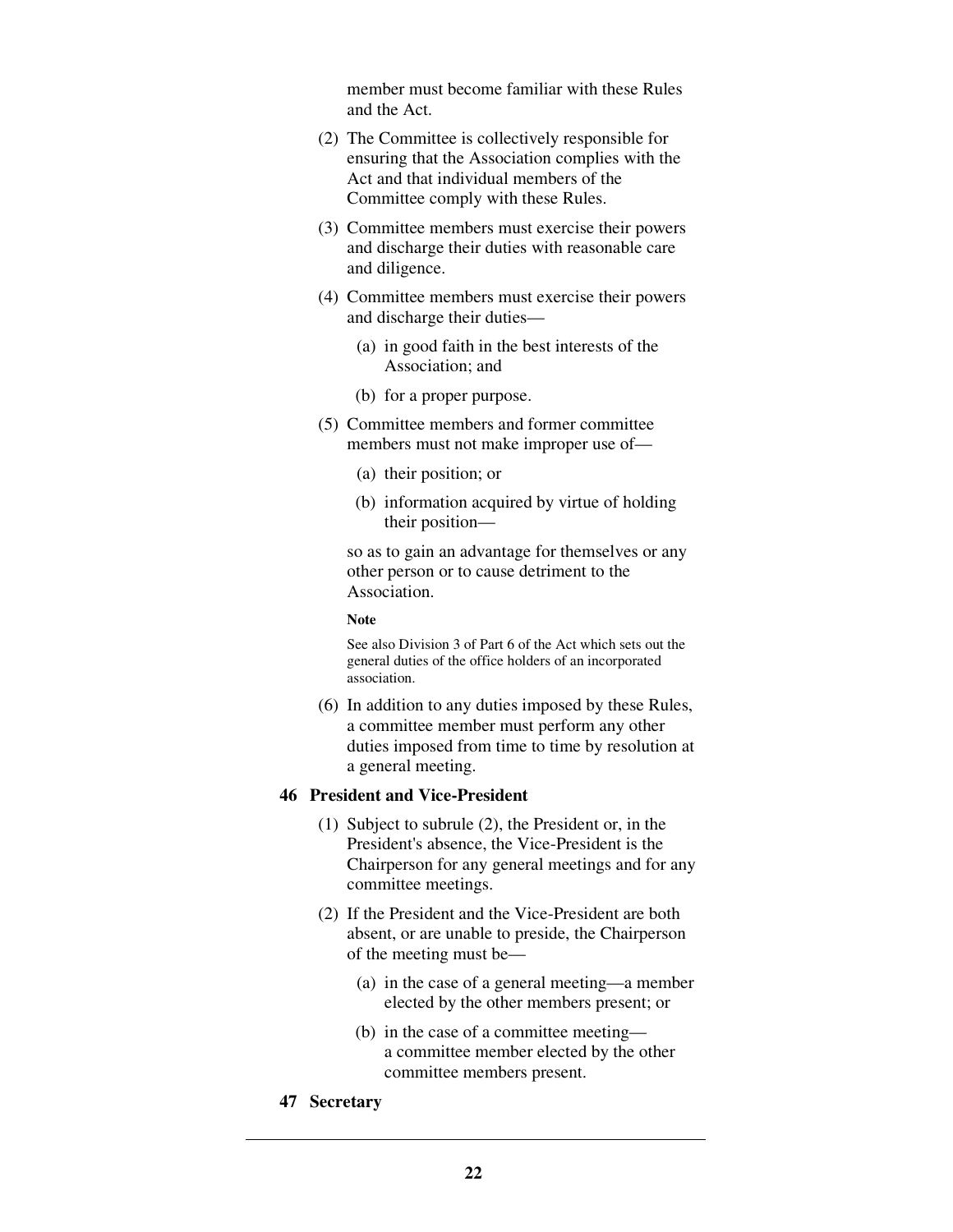member must become familiar with these Rules and the Act.

(2) The Committee is collectively responsible for ensuring that the Association complies with the Act and that individual members of the Committee comply with these Rules.

(3) Committee members must exercise their powers and discharge their duties with reasonable care and diligence.

(4) Committee members must exercise their powers and discharge their duties—

(a) in good faith in the best interests of the Association; and

(b) for a proper purpose.

(5) Committee members and former committee members must not make improper use of—

(a) their position; or

(b) information acquired by virtue of holding their position—

so as to gain an advantage for themselves or any other person or to cause detriment to the Association.

**Note**

See also Division 3 of Part 6 of the Act which sets out the general duties of the office holders of an incorporated association.

(6) In addition to any duties imposed by these Rules, a committee member must perform any other duties imposed from time to time by resolution at a general meeting.

## 46 President and Vice-President

(1) Subject to subrule (2), the President or, in the President's absence, the Vice-President is the Chairperson for any general meetings and for any committee meetings.

(2) If the President and the Vice-President are both absent, or are unable to preside, the Chairperson of the meeting must be—

(a) in the case of a general meeting—a member elected by the other members present; or

(b) in the case of a committee meeting—a committee member elected by the other committee members present.

## 47 Secretary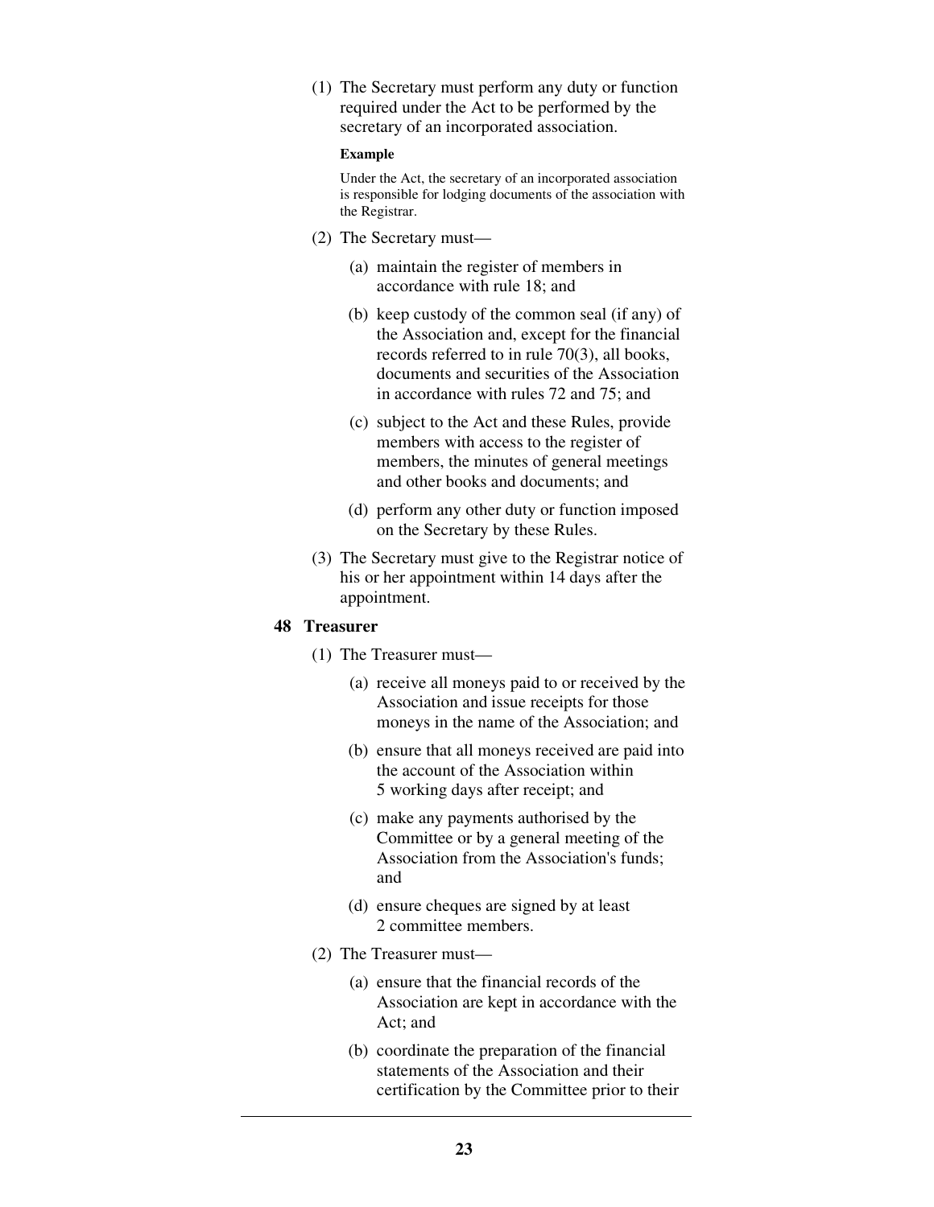(1) The Secretary must perform any duty or function required under the Act to be performed by the secretary of an incorporated association.

**Example**

Under the Act, the secretary of an incorporated association is responsible for lodging documents of the association with the Registrar.

(2) The Secretary must—

(a) maintain the register of members in accordance with rule 18; and

(b) keep custody of the common seal (if any) of the Association and, except for the financial records referred to in rule 70(3), all books, documents and securities of the Association in accordance with rules 72 and 75; and

(c) subject to the Act and these Rules, provide members with access to the register of members, the minutes of general meetings and other books and documents; and

(d) perform any other duty or function imposed on the Secretary by these Rules.

(3) The Secretary must give to the Registrar notice of his or her appointment within 14 days after the appointment.

### 48 Treasurer

(1) The Treasurer must—

(a) receive all moneys paid to or received by the Association and issue receipts for those moneys in the name of the Association; and

(b) ensure that all moneys received are paid into the account of the Association within 5 working days after receipt; and

(c) make any payments authorised by the Committee or by a general meeting of the Association from the Association's funds; and

(d) ensure cheques are signed by at least 2 committee members.

(2) The Treasurer must—

(a) ensure that the financial records of the Association are kept in accordance with the Act; and

(b) coordinate the preparation of the financial statements of the Association and their certification by the Committee prior to their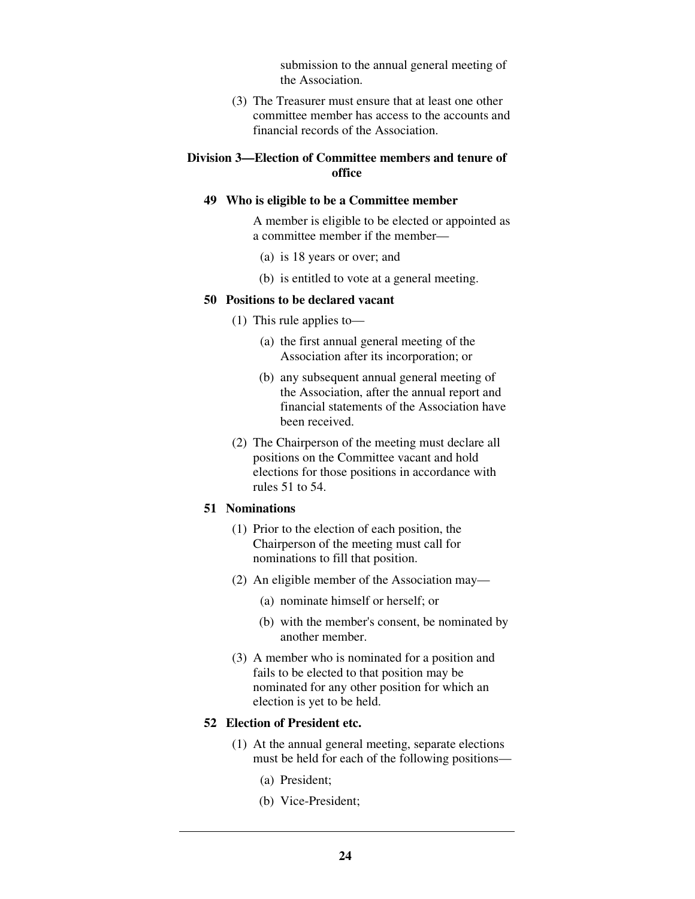submission to the annual general meeting of the Association.

(3) The Treasurer must ensure that at least one other committee member has access to the accounts and financial records of the Association.

## Division 3—Election of Committee members and tenure of office

### 49 Who is eligible to be a Committee member

A member is eligible to be elected or appointed as a committee member if the member—

(a) is 18 years or over; and

(b) is entitled to vote at a general meeting.

### 50 Positions to be declared vacant

(1) This rule applies to—

(a) the first annual general meeting of the Association after its incorporation; or

(b) any subsequent annual general meeting of the Association, after the annual report and financial statements of the Association have been received.

(2) The Chairperson of the meeting must declare all positions on the Committee vacant and hold elections for those positions in accordance with rules 51 to 54.

### 51 Nominations

(1) Prior to the election of each position, the Chairperson of the meeting must call for nominations to fill that position.

(2) An eligible member of the Association may—

(a) nominate himself or herself; or

(b) with the member's consent, be nominated by another member.

(3) A member who is nominated for a position and fails to be elected to that position may be nominated for any other position for which an election is yet to be held.

### 52 Election of President etc.

(1) At the annual general meeting, separate elections must be held for each of the following positions—

(a) President;

(b) Vice-President;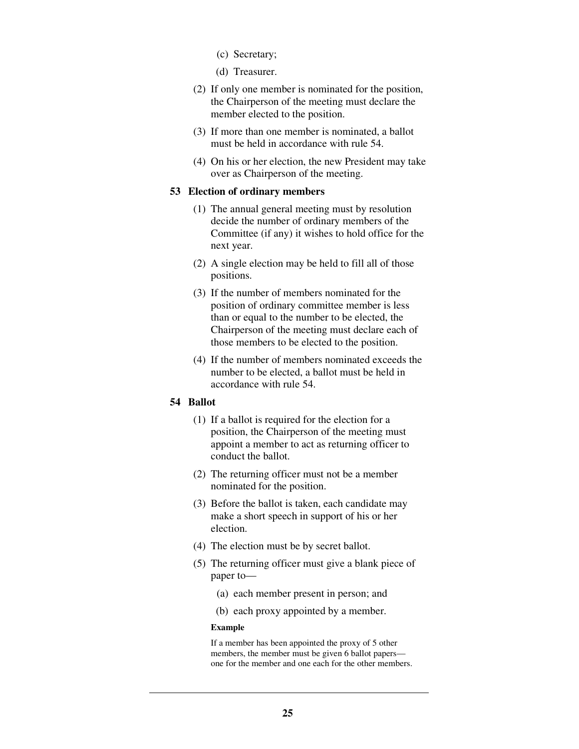(c) Secretary;

(d) Treasurer.

(2) If only one member is nominated for the position, the Chairperson of the meeting must declare the member elected to the position.

(3) If more than one member is nominated, a ballot must be held in accordance with rule 54.

(4) On his or her election, the new President may take over as Chairperson of the meeting.

### 53 Election of ordinary members

(1) The annual general meeting must by resolution decide the number of ordinary members of the Committee (if any) it wishes to hold office for the next year.

(2) A single election may be held to fill all of those positions.

(3) If the number of members nominated for the position of ordinary committee member is less than or equal to the number to be elected, the Chairperson of the meeting must declare each of those members to be elected to the position.

(4) If the number of members nominated exceeds the number to be elected, a ballot must be held in accordance with rule 54.

### 54 Ballot

(1) If a ballot is required for the election for a position, the Chairperson of the meeting must appoint a member to act as returning officer to conduct the ballot.

(2) The returning officer must not be a member nominated for the position.

(3) Before the ballot is taken, each candidate may make a short speech in support of his or her election.

(4) The election must be by secret ballot.

(5) The returning officer must give a blank piece of paper to—

(a) each member present in person; and

(b) each proxy appointed by a member.

**Example**

If a member has been appointed the proxy of 5 other members, the member must be given 6 ballot papers—one for the member and one each for the other members.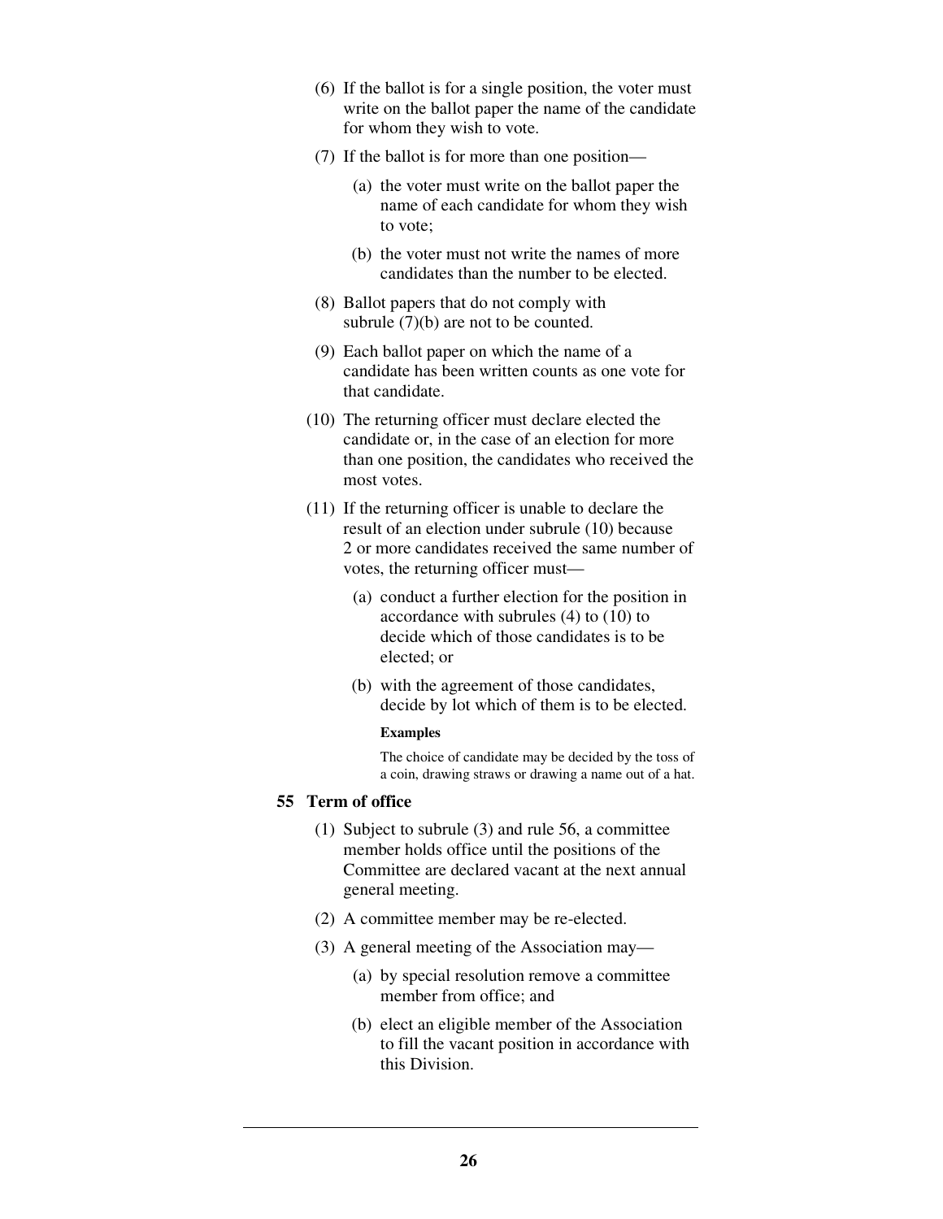(6) If the ballot is for a single position, the voter must write on the ballot paper the name of the candidate for whom they wish to vote.

(7) If the ballot is for more than one position—

(a) the voter must write on the ballot paper the name of each candidate for whom they wish to vote;

(b) the voter must not write the names of more candidates than the number to be elected.

(8) Ballot papers that do not comply with subrule (7)(b) are not to be counted.

(9) Each ballot paper on which the name of a candidate has been written counts as one vote for that candidate.

(10) The returning officer must declare elected the candidate or, in the case of an election for more than one position, the candidates who received the most votes.

(11) If the returning officer is unable to declare the result of an election under subrule (10) because 2 or more candidates received the same number of votes, the returning officer must—

(a) conduct a further election for the position in accordance with subrules (4) to (10) to decide which of those candidates is to be elected; or

(b) with the agreement of those candidates, decide by lot which of them is to be elected.

**Examples**

The choice of candidate may be decided by the toss of a coin, drawing straws or drawing a name out of a hat.

### 55 Term of office

(1) Subject to subrule (3) and rule 56, a committee member holds office until the positions of the Committee are declared vacant at the next annual general meeting.

(2) A committee member may be re-elected.

(3) A general meeting of the Association may—

(a) by special resolution remove a committee member from office; and

(b) elect an eligible member of the Association to fill the vacant position in accordance with this Division.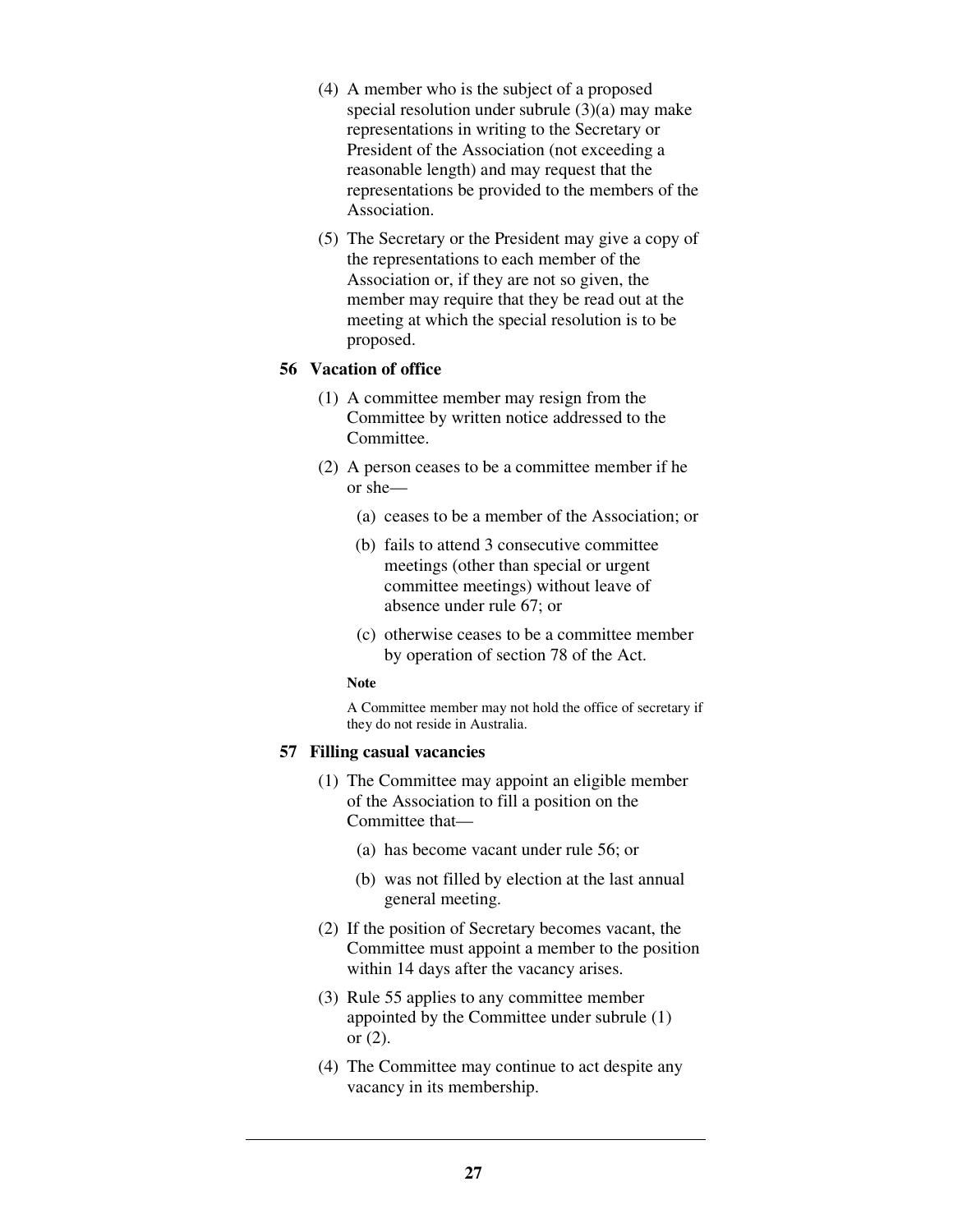(4) A member who is the subject of a proposed special resolution under subrule (3)(a) may make representations in writing to the Secretary or President of the Association (not exceeding a reasonable length) and may request that the representations be provided to the members of the Association.

(5) The Secretary or the President may give a copy of the representations to each member of the Association or, if they are not so given, the member may require that they be read out at the meeting at which the special resolution is to be proposed.

### 56 Vacation of office

(1) A committee member may resign from the Committee by written notice addressed to the Committee.

(2) A person ceases to be a committee member if he or she—

(a) ceases to be a member of the Association; or

(b) fails to attend 3 consecutive committee meetings (other than special or urgent committee meetings) without leave of absence under rule 67; or

(c) otherwise ceases to be a committee member by operation of section 78 of the Act.

**Note**

A Committee member may not hold the office of secretary if they do not reside in Australia.

### 57 Filling casual vacancies

(1) The Committee may appoint an eligible member of the Association to fill a position on the Committee that—

(a) has become vacant under rule 56; or

(b) was not filled by election at the last annual general meeting.

(2) If the position of Secretary becomes vacant, the Committee must appoint a member to the position within 14 days after the vacancy arises.

(3) Rule 55 applies to any committee member appointed by the Committee under subrule (1) or (2).

(4) The Committee may continue to act despite any vacancy in its membership.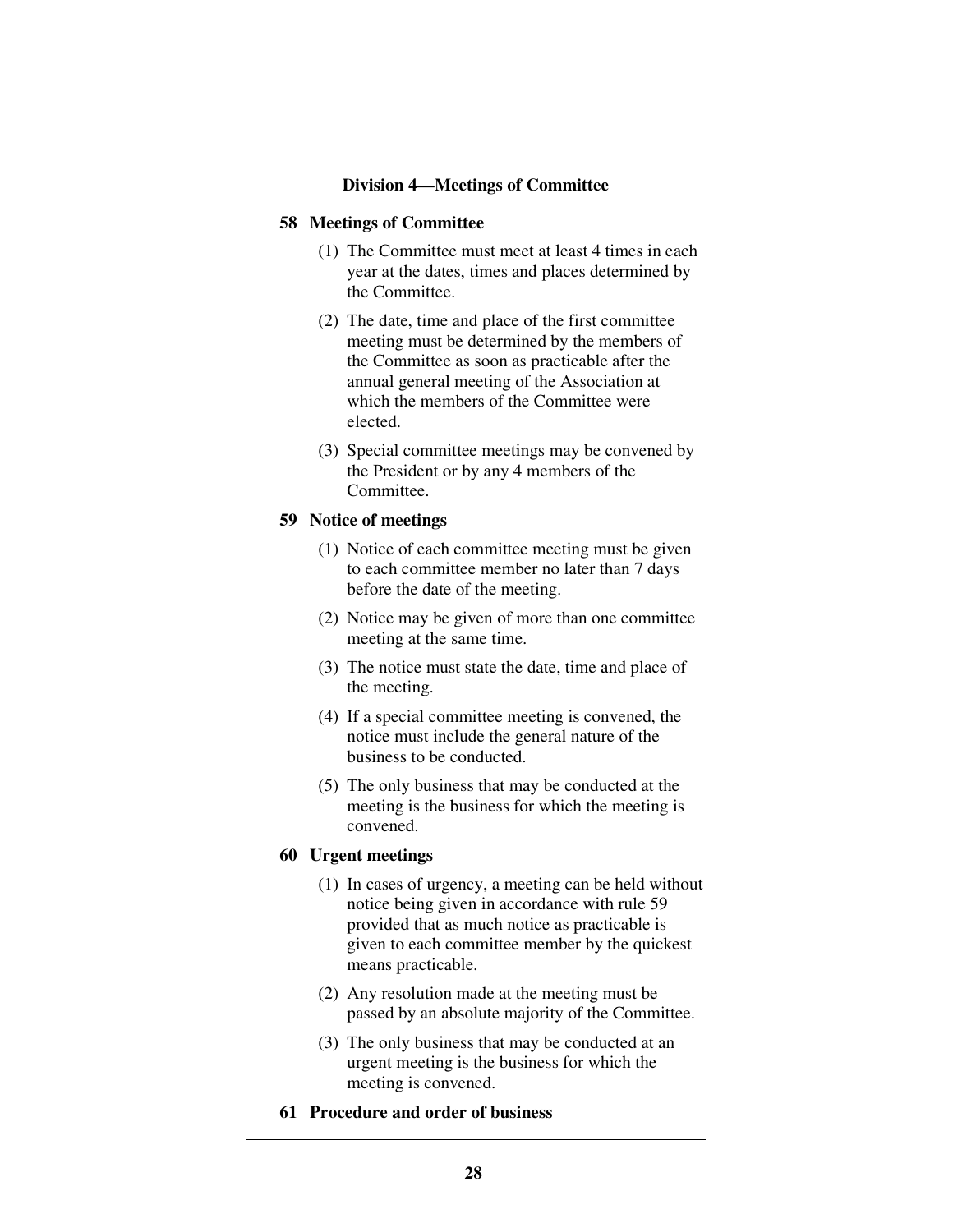### Division 4—Meetings of Committee

#### 58 Meetings of Committee

(1) The Committee must meet at least 4 times in each year at the dates, times and places determined by the Committee.

(2) The date, time and place of the first committee meeting must be determined by the members of the Committee as soon as practicable after the annual general meeting of the Association at which the members of the Committee were elected.

(3) Special committee meetings may be convened by the President or by any 4 members of the Committee.

#### 59 Notice of meetings

(1) Notice of each committee meeting must be given to each committee member no later than 7 days before the date of the meeting.

(2) Notice may be given of more than one committee meeting at the same time.

(3) The notice must state the date, time and place of the meeting.

(4) If a special committee meeting is convened, the notice must include the general nature of the business to be conducted.

(5) The only business that may be conducted at the meeting is the business for which the meeting is convened.

#### 60 Urgent meetings

(1) In cases of urgency, a meeting can be held without notice being given in accordance with rule 59 provided that as much notice as practicable is given to each committee member by the quickest means practicable.

(2) Any resolution made at the meeting must be passed by an absolute majority of the Committee.

(3) The only business that may be conducted at an urgent meeting is the business for which the meeting is convened.

#### 61 Procedure and order of business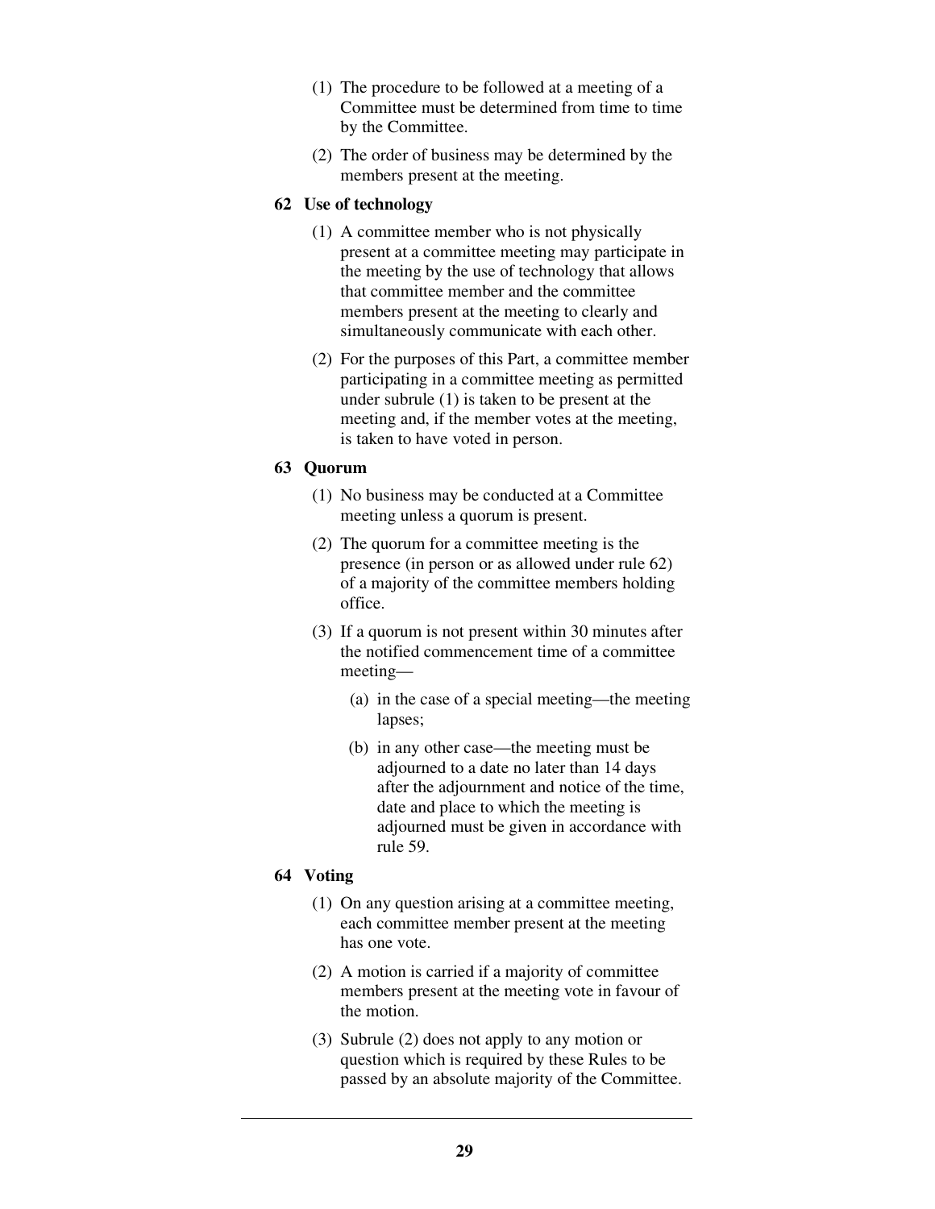(1) The procedure to be followed at a meeting of a Committee must be determined from time to time by the Committee.

(2) The order of business may be determined by the members present at the meeting.

### 62 Use of technology

(1) A committee member who is not physically present at a committee meeting may participate in the meeting by the use of technology that allows that committee member and the committee members present at the meeting to clearly and simultaneously communicate with each other.

(2) For the purposes of this Part, a committee member participating in a committee meeting as permitted under subrule (1) is taken to be present at the meeting and, if the member votes at the meeting, is taken to have voted in person.

### 63 Quorum

(1) No business may be conducted at a Committee meeting unless a quorum is present.

(2) The quorum for a committee meeting is the presence (in person or as allowed under rule 62) of a majority of the committee members holding office.

(3) If a quorum is not present within 30 minutes after the notified commencement time of a committee meeting—

(a) in the case of a special meeting—the meeting lapses;

(b) in any other case—the meeting must be adjourned to a date no later than 14 days after the adjournment and notice of the time, date and place to which the meeting is adjourned must be given in accordance with rule 59.

### 64 Voting

(1) On any question arising at a committee meeting, each committee member present at the meeting has one vote.

(2) A motion is carried if a majority of committee members present at the meeting vote in favour of the motion.

(3) Subrule (2) does not apply to any motion or question which is required by these Rules to be passed by an absolute majority of the Committee.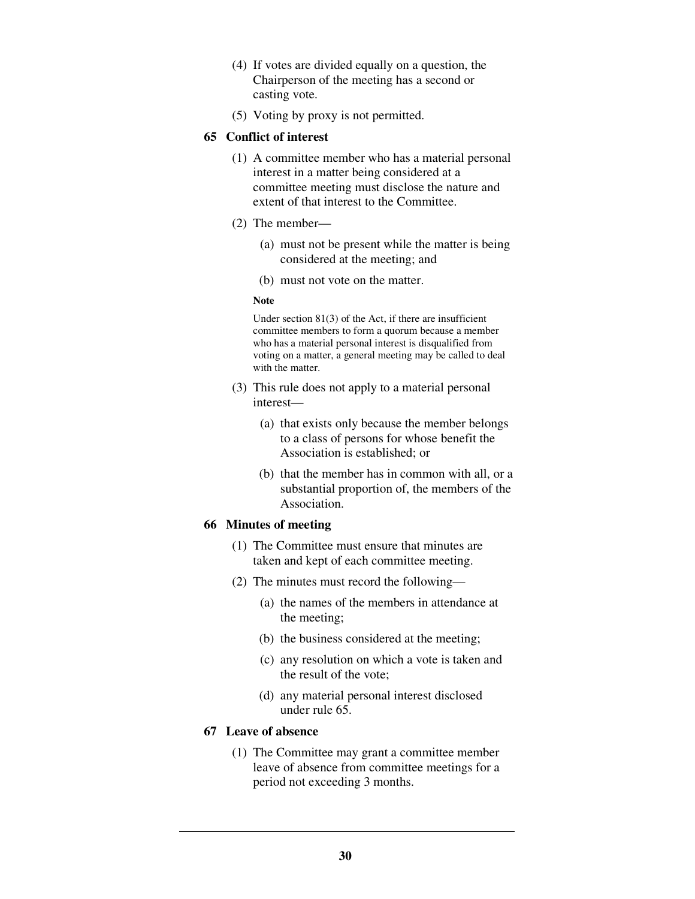(4) If votes are divided equally on a question, the Chairperson of the meeting has a second or casting vote.

(5) Voting by proxy is not permitted.

### 65 Conflict of interest

(1) A committee member who has a material personal interest in a matter being considered at a committee meeting must disclose the nature and extent of that interest to the Committee.

(2) The member—

(a) must not be present while the matter is being considered at the meeting; and

(b) must not vote on the matter.

**Note**

Under section 81(3) of the Act, if there are insufficient committee members to form a quorum because a member who has a material personal interest is disqualified from voting on a matter, a general meeting may be called to deal with the matter.

(3) This rule does not apply to a material personal interest—

(a) that exists only because the member belongs to a class of persons for whose benefit the Association is established; or

(b) that the member has in common with all, or a substantial proportion of, the members of the Association.

### 66 Minutes of meeting

(1) The Committee must ensure that minutes are taken and kept of each committee meeting.

(2) The minutes must record the following—

(a) the names of the members in attendance at the meeting;

(b) the business considered at the meeting;

(c) any resolution on which a vote is taken and the result of the vote;

(d) any material personal interest disclosed under rule 65.

### 67 Leave of absence

(1) The Committee may grant a committee member leave of absence from committee meetings for a period not exceeding 3 months.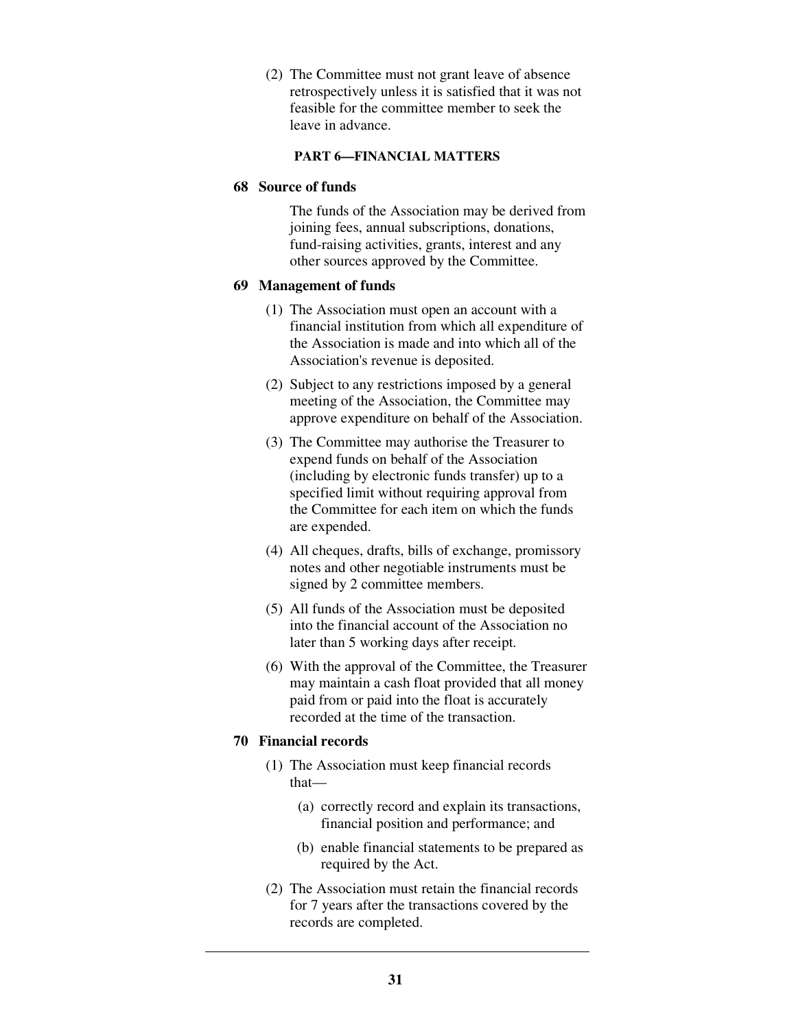(2) The Committee must not grant leave of absence retrospectively unless it is satisfied that it was not feasible for the committee member to seek the leave in advance.

## PART 6—FINANCIAL MATTERS

### 68 Source of funds

The funds of the Association may be derived from joining fees, annual subscriptions, donations, fund-raising activities, grants, interest and any other sources approved by the Committee.

### 69 Management of funds

(1) The Association must open an account with a financial institution from which all expenditure of the Association is made and into which all of the Association's revenue is deposited.

(2) Subject to any restrictions imposed by a general meeting of the Association, the Committee may approve expenditure on behalf of the Association.

(3) The Committee may authorise the Treasurer to expend funds on behalf of the Association (including by electronic funds transfer) up to a specified limit without requiring approval from the Committee for each item on which the funds are expended.

(4) All cheques, drafts, bills of exchange, promissory notes and other negotiable instruments must be signed by 2 committee members.

(5) All funds of the Association must be deposited into the financial account of the Association no later than 5 working days after receipt.

(6) With the approval of the Committee, the Treasurer may maintain a cash float provided that all money paid from or paid into the float is accurately recorded at the time of the transaction.

### 70 Financial records

(1) The Association must keep financial records that—

(a) correctly record and explain its transactions, financial position and performance; and

(b) enable financial statements to be prepared as required by the Act.

(2) The Association must retain the financial records for 7 years after the transactions covered by the records are completed.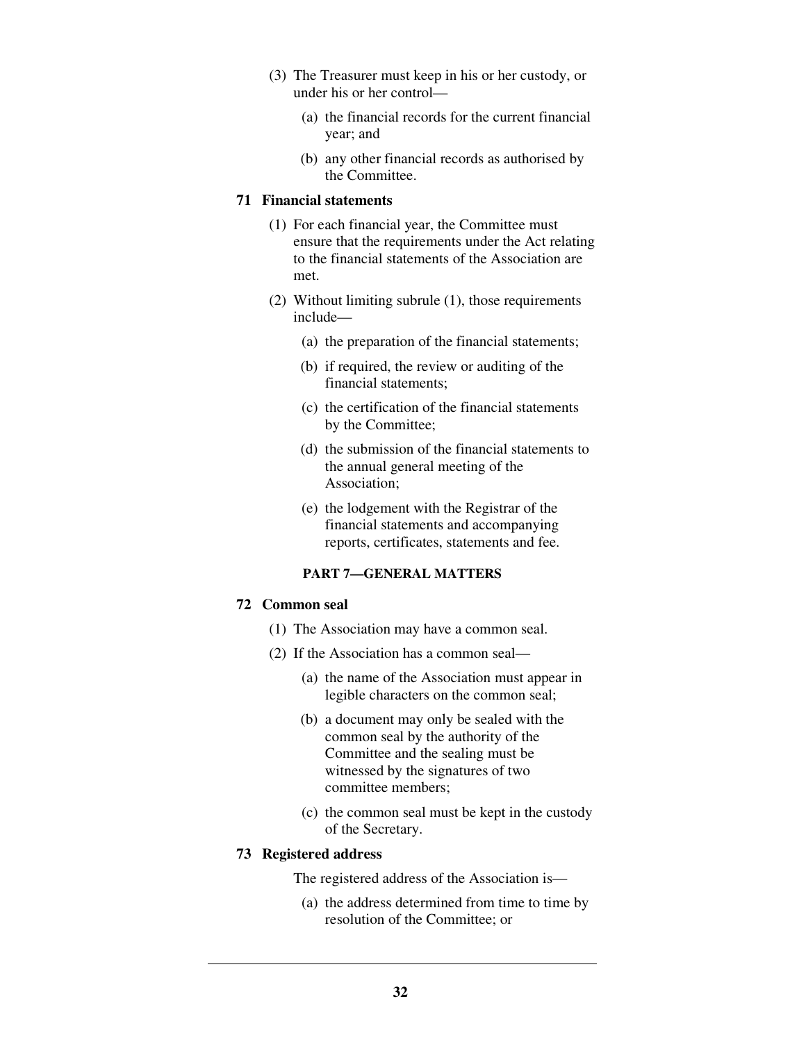(3) The Treasurer must keep in his or her custody, or under his or her control—

(a) the financial records for the current financial year; and

(b) any other financial records as authorised by the Committee.

**71 Financial statements**

(1) For each financial year, the Committee must ensure that the requirements under the Act relating to the financial statements of the Association are met.

(2) Without limiting subrule (1), those requirements include—

(a) the preparation of the financial statements;

(b) if required, the review or auditing of the financial statements;

(c) the certification of the financial statements by the Committee;

(d) the submission of the financial statements to the annual general meeting of the Association;

(e) the lodgement with the Registrar of the financial statements and accompanying reports, certificates, statements and fee.

## PART 7—GENERAL MATTERS

**72 Common seal**

(1) The Association may have a common seal.

(2) If the Association has a common seal—

(a) the name of the Association must appear in legible characters on the common seal;

(b) a document may only be sealed with the common seal by the authority of the Committee and the sealing must be witnessed by the signatures of two committee members;

(c) the common seal must be kept in the custody of the Secretary.

**73 Registered address**

The registered address of the Association is—

(a) the address determined from time to time by resolution of the Committee; or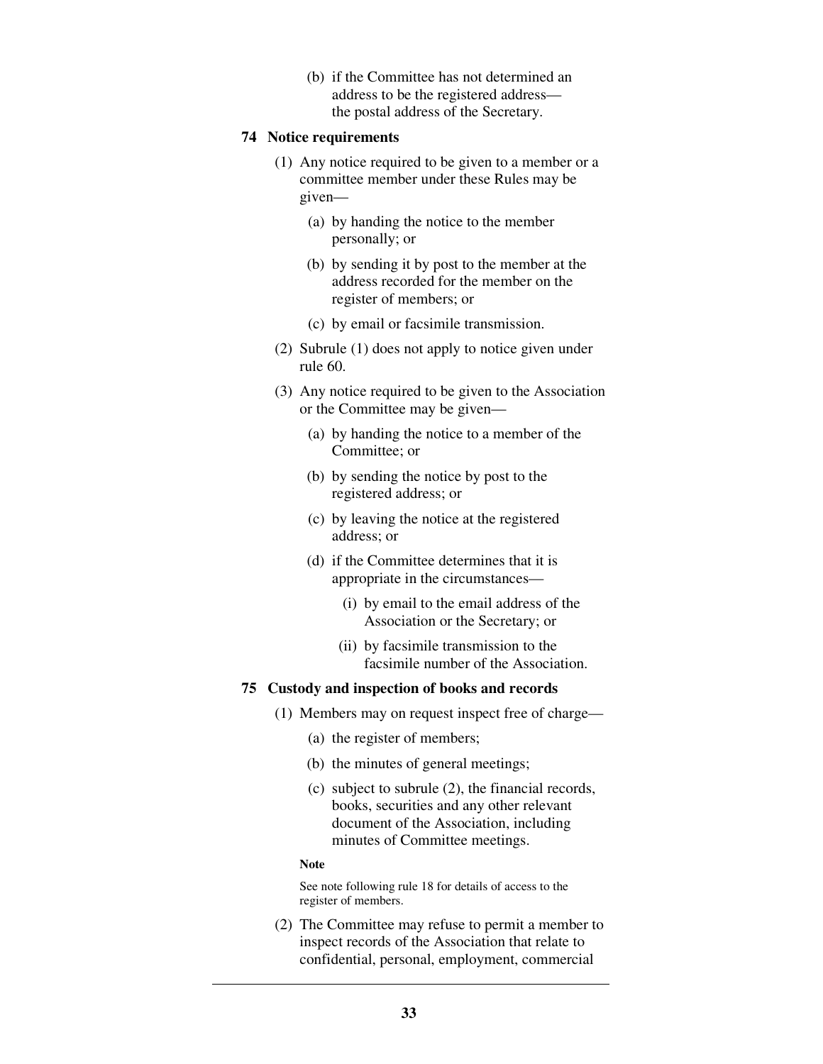(b) if the Committee has not determined an address to be the registered address—the postal address of the Secretary.

## 74 Notice requirements

(1) Any notice required to be given to a member or a committee member under these Rules may be given—

(a) by handing the notice to the member personally; or

(b) by sending it by post to the member at the address recorded for the member on the register of members; or

(c) by email or facsimile transmission.

(2) Subrule (1) does not apply to notice given under rule 60.

(3) Any notice required to be given to the Association or the Committee may be given—

(a) by handing the notice to a member of the Committee; or

(b) by sending the notice by post to the registered address; or

(c) by leaving the notice at the registered address; or

(d) if the Committee determines that it is appropriate in the circumstances—

(i) by email to the email address of the Association or the Secretary; or

(ii) by facsimile transmission to the facsimile number of the Association.

## 75 Custody and inspection of books and records

(1) Members may on request inspect free of charge—

(a) the register of members;

(b) the minutes of general meetings;

(c) subject to subrule (2), the financial records, books, securities and any other relevant document of the Association, including minutes of Committee meetings.

**Note**

See note following rule 18 for details of access to the register of members.

(2) The Committee may refuse to permit a member to inspect records of the Association that relate to confidential, personal, employment, commercial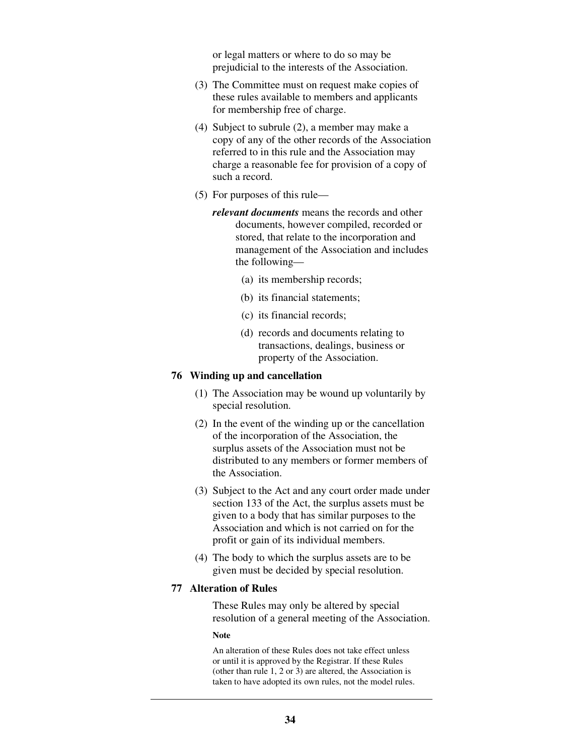or legal matters or where to do so may be prejudicial to the interests of the Association.

(3) The Committee must on request make copies of these rules available to members and applicants for membership free of charge.

(4) Subject to subrule (2), a member may make a copy of any of the other records of the Association referred to in this rule and the Association may charge a reasonable fee for provision of a copy of such a record.

(5) For purposes of this rule—

***relevant documents*** means the records and other documents, however compiled, recorded or stored, that relate to the incorporation and management of the Association and includes the following—

(a) its membership records;

(b) its financial statements;

(c) its financial records;

(d) records and documents relating to transactions, dealings, business or property of the Association.

### 76 Winding up and cancellation

(1) The Association may be wound up voluntarily by special resolution.

(2) In the event of the winding up or the cancellation of the incorporation of the Association, the surplus assets of the Association must not be distributed to any members or former members of the Association.

(3) Subject to the Act and any court order made under section 133 of the Act, the surplus assets must be given to a body that has similar purposes to the Association and which is not carried on for the profit or gain of its individual members.

(4) The body to which the surplus assets are to be given must be decided by special resolution.

### 77 Alteration of Rules

These Rules may only be altered by special resolution of a general meeting of the Association.

**Note**

An alteration of these Rules does not take effect unless or until it is approved by the Registrar. If these Rules (other than rule 1, 2 or 3) are altered, the Association is taken to have adopted its own rules, not the model rules.